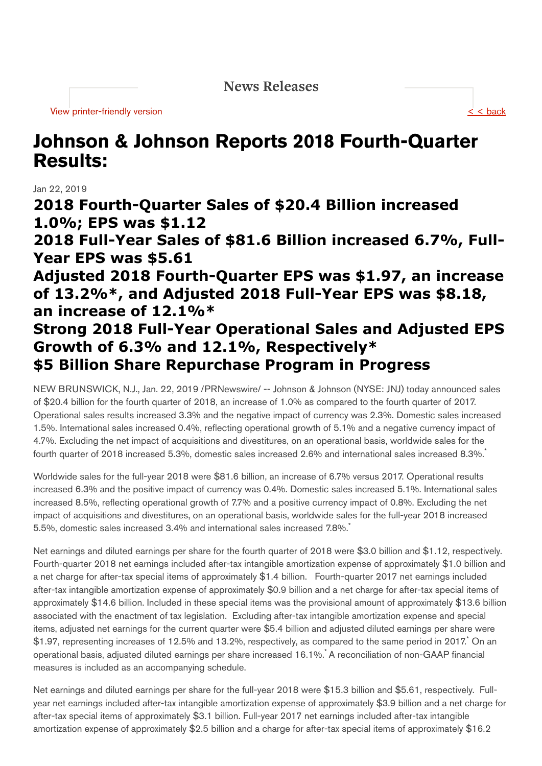News Releases

View printer-friendly version

< < back

# Johnson & Johnson Reports 2018 Fourth-Quarter Results:

Jan 22, 2019

## 2018 Fourth-Quarter Sales of $20.4 Billion increased 1.0%; EPS was $1.12
## 2018 Full-Year Sales of $81.6 Billion increased 6.7%, Full-Year EPS was $5.61
## Adjusted 2018 Fourth-Quarter EPS was $1.97, an increase of 13.2%*, and Adjusted 2018 Full-Year EPS was $8.18, an increase of 12.1%*
## Strong 2018 Full-Year Operational Sales and Adjusted EPS Growth of 6.3% and 12.1%, Respectively*
## $5 Billion Share Repurchase Program in Progress

NEW BRUNSWICK, N.J., Jan. 22, 2019 /PRNewswire/ -- Johnson & Johnson (NYSE: JNJ) today announced sales of $20.4 billion for the fourth quarter of 2018, an increase of 1.0% as compared to the fourth quarter of 2017. Operational sales results increased 3.3% and the negative impact of currency was 2.3%. Domestic sales increased 1.5%. International sales increased 0.4%, reflecting operational growth of 5.1% and a negative currency impact of 4.7%. Excluding the net impact of acquisitions and divestitures, on an operational basis, worldwide sales for the fourth quarter of 2018 increased 5.3%, domestic sales increased 2.6% and international sales increased 8.3%.*

Worldwide sales for the full-year 2018 were $81.6 billion, an increase of 6.7% versus 2017. Operational results increased 6.3% and the positive impact of currency was 0.4%. Domestic sales increased 5.1%. International sales increased 8.5%, reflecting operational growth of 7.7% and a positive currency impact of 0.8%. Excluding the net impact of acquisitions and divestitures, on an operational basis, worldwide sales for the full-year 2018 increased 5.5%, domestic sales increased 3.4% and international sales increased 7.8%.*

Net earnings and diluted earnings per share for the fourth quarter of 2018 were $3.0 billion and $1.12, respectively. Fourth-quarter 2018 net earnings included after-tax intangible amortization expense of approximately $1.0 billion and a net charge for after-tax special items of approximately $1.4 billion. Fourth-quarter 2017 net earnings included after-tax intangible amortization expense of approximately $0.9 billion and a net charge for after-tax special items of approximately $14.6 billion. Included in these special items was the provisional amount of approximately $13.6 billion associated with the enactment of tax legislation. Excluding after-tax intangible amortization expense and special items, adjusted net earnings for the current quarter were $5.4 billion and adjusted diluted earnings per share were $1.97, representing increases of 12.5% and 13.2%, respectively, as compared to the same period in 2017.* On an operational basis, adjusted diluted earnings per share increased 16.1%.* A reconciliation of non-GAAP financial measures is included as an accompanying schedule.

Net earnings and diluted earnings per share for the full-year 2018 were $15.3 billion and $5.61, respectively. Full-year net earnings included after-tax intangible amortization expense of approximately $3.9 billion and a net charge for after-tax special items of approximately $3.1 billion. Full-year 2017 net earnings included after-tax intangible amortization expense of approximately $2.5 billion and a charge for after-tax special items of approximately $16.2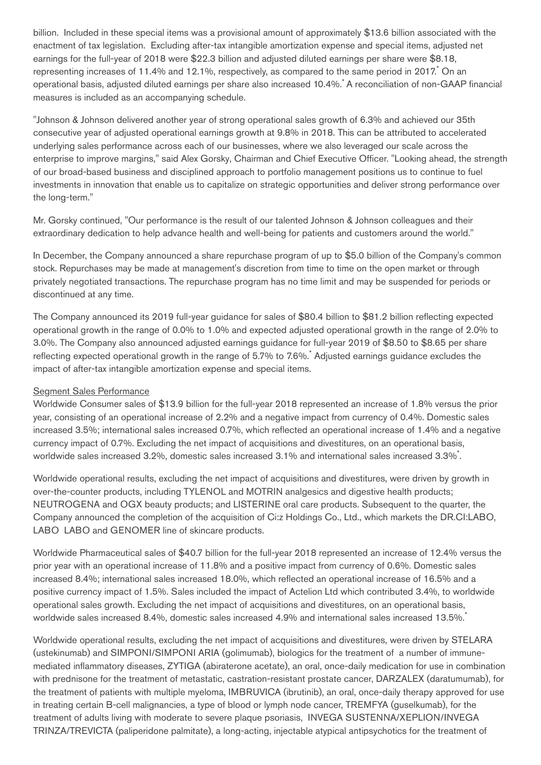billion. Included in these special items was a provisional amount of approximately $13.6 billion associated with the enactment of tax legislation. Excluding after-tax intangible amortization expense and special items, adjusted net earnings for the full-year of 2018 were $22.3 billion and adjusted diluted earnings per share were $8.18, representing increases of 11.4% and 12.1%, respectively, as compared to the same period in 2017.* On an operational basis, adjusted diluted earnings per share also increased 10.4%.* A reconciliation of non-GAAP financial measures is included as an accompanying schedule.

"Johnson & Johnson delivered another year of strong operational sales growth of 6.3% and achieved our 35th consecutive year of adjusted operational earnings growth at 9.8% in 2018. This can be attributed to accelerated underlying sales performance across each of our businesses, where we also leveraged our scale across the enterprise to improve margins," said Alex Gorsky, Chairman and Chief Executive Officer. "Looking ahead, the strength of our broad-based business and disciplined approach to portfolio management positions us to continue to fuel investments in innovation that enable us to capitalize on strategic opportunities and deliver strong performance over the long-term."

Mr. Gorsky continued, "Our performance is the result of our talented Johnson & Johnson colleagues and their extraordinary dedication to help advance health and well-being for patients and customers around the world."

In December, the Company announced a share repurchase program of up to $5.0 billion of the Company's common stock. Repurchases may be made at management's discretion from time to time on the open market or through privately negotiated transactions. The repurchase program has no time limit and may be suspended for periods or discontinued at any time.

The Company announced its 2019 full-year guidance for sales of $80.4 billion to $81.2 billion reflecting expected operational growth in the range of 0.0% to 1.0% and expected adjusted operational growth in the range of 2.0% to 3.0%. The Company also announced adjusted earnings guidance for full-year 2019 of $8.50 to $8.65 per share reflecting expected operational growth in the range of 5.7% to 7.6%.* Adjusted earnings guidance excludes the impact of after-tax intangible amortization expense and special items.

Segment Sales Performance

Worldwide Consumer sales of $13.9 billion for the full-year 2018 represented an increase of 1.8% versus the prior year, consisting of an operational increase of 2.2% and a negative impact from currency of 0.4%. Domestic sales increased 3.5%; international sales increased 0.7%, which reflected an operational increase of 1.4% and a negative currency impact of 0.7%. Excluding the net impact of acquisitions and divestitures, on an operational basis, worldwide sales increased 3.2%, domestic sales increased 3.1% and international sales increased 3.3%*.

Worldwide operational results, excluding the net impact of acquisitions and divestitures, were driven by growth in over-the-counter products, including TYLENOL and MOTRIN analgesics and digestive health products; NEUTROGENA and OGX beauty products; and LISTERINE oral care products. Subsequent to the quarter, the Company announced the completion of the acquisition of Ci:z Holdings Co., Ltd., which markets the DR.CI:LABO, LABO LABO and GENOMER line of skincare products.

Worldwide Pharmaceutical sales of $40.7 billion for the full-year 2018 represented an increase of 12.4% versus the prior year with an operational increase of 11.8% and a positive impact from currency of 0.6%. Domestic sales increased 8.4%; international sales increased 18.0%, which reflected an operational increase of 16.5% and a positive currency impact of 1.5%. Sales included the impact of Actelion Ltd which contributed 3.4%, to worldwide operational sales growth. Excluding the net impact of acquisitions and divestitures, on an operational basis, worldwide sales increased 8.4%, domestic sales increased 4.9% and international sales increased 13.5%.*

Worldwide operational results, excluding the net impact of acquisitions and divestitures, were driven by STELARA (ustekinumab) and SIMPONI/SIMPONI ARIA (golimumab), biologics for the treatment of a number of immune-mediated inflammatory diseases, ZYTIGA (abiraterone acetate), an oral, once-daily medication for use in combination with prednisone for the treatment of metastatic, castration-resistant prostate cancer, DARZALEX (daratumumab), for the treatment of patients with multiple myeloma, IMBRUVICA (ibrutinib), an oral, once-daily therapy approved for use in treating certain B-cell malignancies, a type of blood or lymph node cancer, TREMFYA (guselkumab), for the treatment of adults living with moderate to severe plaque psoriasis, INVEGA SUSTENNA/XEPLION/INVEGA TRINZA/TREVICTA (paliperidone palmitate), a long-acting, injectable atypical antipsychotics for the treatment of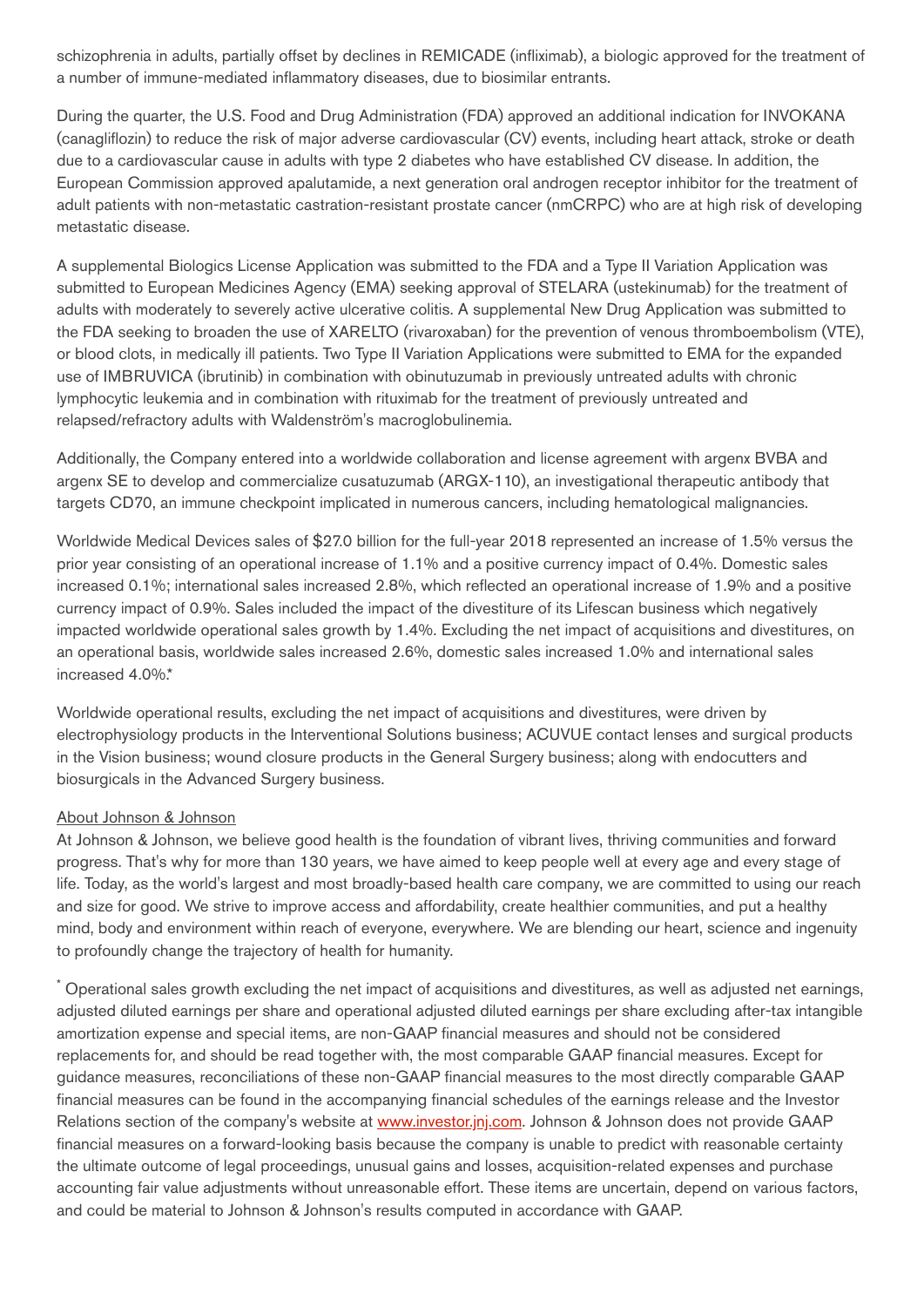schizophrenia in adults, partially offset by declines in REMICADE (infliximab), a biologic approved for the treatment of a number of immune-mediated inflammatory diseases, due to biosimilar entrants.

During the quarter, the U.S. Food and Drug Administration (FDA) approved an additional indication for INVOKANA (canagliflozin) to reduce the risk of major adverse cardiovascular (CV) events, including heart attack, stroke or death due to a cardiovascular cause in adults with type 2 diabetes who have established CV disease. In addition, the European Commission approved apalutamide, a next generation oral androgen receptor inhibitor for the treatment of adult patients with non-metastatic castration-resistant prostate cancer (nmCRPC) who are at high risk of developing metastatic disease.

A supplemental Biologics License Application was submitted to the FDA and a Type II Variation Application was submitted to European Medicines Agency (EMA) seeking approval of STELARA (ustekinumab) for the treatment of adults with moderately to severely active ulcerative colitis. A supplemental New Drug Application was submitted to the FDA seeking to broaden the use of XARELTO (rivaroxaban) for the prevention of venous thromboembolism (VTE), or blood clots, in medically ill patients. Two Type II Variation Applications were submitted to EMA for the expanded use of IMBRUVICA (ibrutinib) in combination with obinutuzumab in previously untreated adults with chronic lymphocytic leukemia and in combination with rituximab for the treatment of previously untreated and relapsed/refractory adults with Waldenström's macroglobulinemia.

Additionally, the Company entered into a worldwide collaboration and license agreement with argenx BVBA and argenx SE to develop and commercialize cusatuzumab (ARGX-110), an investigational therapeutic antibody that targets CD70, an immune checkpoint implicated in numerous cancers, including hematological malignancies.

Worldwide Medical Devices sales of $27.0 billion for the full-year 2018 represented an increase of 1.5% versus the prior year consisting of an operational increase of 1.1% and a positive currency impact of 0.4%. Domestic sales increased 0.1%; international sales increased 2.8%, which reflected an operational increase of 1.9% and a positive currency impact of 0.9%. Sales included the impact of the divestiture of its Lifescan business which negatively impacted worldwide operational sales growth by 1.4%. Excluding the net impact of acquisitions and divestitures, on an operational basis, worldwide sales increased 2.6%, domestic sales increased 1.0% and international sales increased 4.0%.*

Worldwide operational results, excluding the net impact of acquisitions and divestitures, were driven by electrophysiology products in the Interventional Solutions business; ACUVUE contact lenses and surgical products in the Vision business; wound closure products in the General Surgery business; along with endocutters and biosurgicals in the Advanced Surgery business.

About Johnson & Johnson

At Johnson & Johnson, we believe good health is the foundation of vibrant lives, thriving communities and forward progress. That's why for more than 130 years, we have aimed to keep people well at every age and every stage of life. Today, as the world's largest and most broadly-based health care company, we are committed to using our reach and size for good. We strive to improve access and affordability, create healthier communities, and put a healthy mind, body and environment within reach of everyone, everywhere. We are blending our heart, science and ingenuity to profoundly change the trajectory of health for humanity.

* Operational sales growth excluding the net impact of acquisitions and divestitures, as well as adjusted net earnings, adjusted diluted earnings per share and operational adjusted diluted earnings per share excluding after-tax intangible amortization expense and special items, are non-GAAP financial measures and should not be considered replacements for, and should be read together with, the most comparable GAAP financial measures. Except for guidance measures, reconciliations of these non-GAAP financial measures to the most directly comparable GAAP financial measures can be found in the accompanying financial schedules of the earnings release and the Investor Relations section of the company's website at www.investor.jnj.com. Johnson & Johnson does not provide GAAP financial measures on a forward-looking basis because the company is unable to predict with reasonable certainty the ultimate outcome of legal proceedings, unusual gains and losses, acquisition-related expenses and purchase accounting fair value adjustments without unreasonable effort. These items are uncertain, depend on various factors, and could be material to Johnson & Johnson's results computed in accordance with GAAP.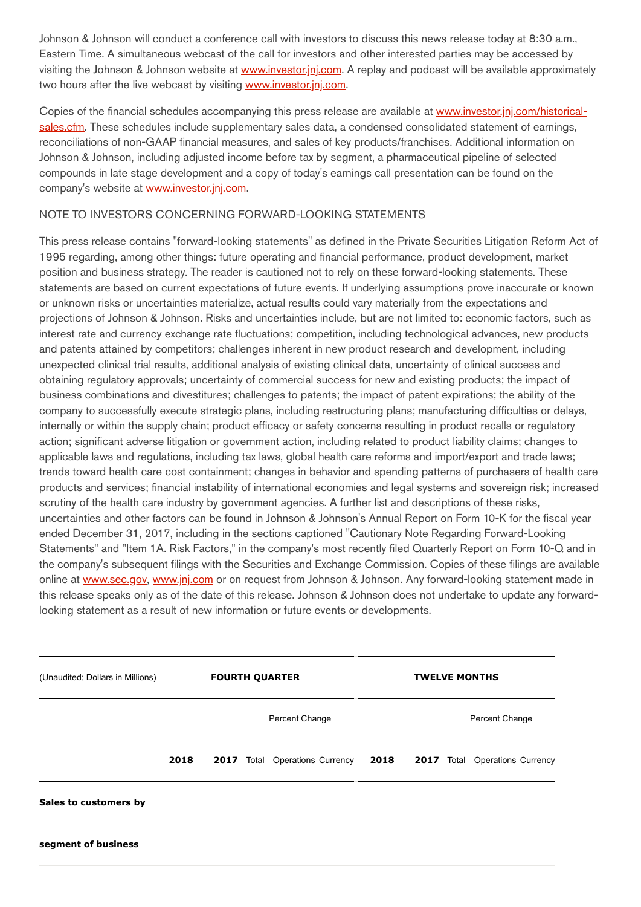Johnson & Johnson will conduct a conference call with investors to discuss this news release today at 8:30 a.m., Eastern Time. A simultaneous webcast of the call for investors and other interested parties may be accessed by visiting the Johnson & Johnson website at www.investor.jnj.com. A replay and podcast will be available approximately two hours after the live webcast by visiting www.investor.jnj.com.

Copies of the financial schedules accompanying this press release are available at www.investor.jnj.com/historical-sales.cfm. These schedules include supplementary sales data, a condensed consolidated statement of earnings, reconciliations of non-GAAP financial measures, and sales of key products/franchises. Additional information on Johnson & Johnson, including adjusted income before tax by segment, a pharmaceutical pipeline of selected compounds in late stage development and a copy of today's earnings call presentation can be found on the company's website at www.investor.jnj.com.

NOTE TO INVESTORS CONCERNING FORWARD-LOOKING STATEMENTS

This press release contains "forward-looking statements" as defined in the Private Securities Litigation Reform Act of 1995 regarding, among other things: future operating and financial performance, product development, market position and business strategy. The reader is cautioned not to rely on these forward-looking statements. These statements are based on current expectations of future events. If underlying assumptions prove inaccurate or known or unknown risks or uncertainties materialize, actual results could vary materially from the expectations and projections of Johnson & Johnson. Risks and uncertainties include, but are not limited to: economic factors, such as interest rate and currency exchange rate fluctuations; competition, including technological advances, new products and patents attained by competitors; challenges inherent in new product research and development, including unexpected clinical trial results, additional analysis of existing clinical data, uncertainty of clinical success and obtaining regulatory approvals; uncertainty of commercial success for new and existing products; the impact of business combinations and divestitures; challenges to patents; the impact of patent expirations; the ability of the company to successfully execute strategic plans, including restructuring plans; manufacturing difficulties or delays, internally or within the supply chain; product efficacy or safety concerns resulting in product recalls or regulatory action; significant adverse litigation or government action, including related to product liability claims; changes to applicable laws and regulations, including tax laws, global health care reforms and import/export and trade laws; trends toward health care cost containment; changes in behavior and spending patterns of purchasers of health care products and services; financial instability of international economies and legal systems and sovereign risk; increased scrutiny of the health care industry by government agencies. A further list and descriptions of these risks, uncertainties and other factors can be found in Johnson & Johnson's Annual Report on Form 10-K for the fiscal year ended December 31, 2017, including in the sections captioned "Cautionary Note Regarding Forward-Looking Statements" and "Item 1A. Risk Factors," in the company's most recently filed Quarterly Report on Form 10-Q and in the company's subsequent filings with the Securities and Exchange Commission. Copies of these filings are available online at www.sec.gov, www.jnj.com or on request from Johnson & Johnson. Any forward-looking statement made in this release speaks only as of the date of this release. Johnson & Johnson does not undertake to update any forward-looking statement as a result of new information or future events or developments.

| (Unaudited; Dollars in Millions) | **FOURTH QUARTER** | | | | | **TWELVE MONTHS** | | | | |
|---|---|---|---|---|---|---|---|---|---|---|
| | | | Percent Change | | | | | Percent Change | | |
| | **2018** | **2017** | Total | Operations | Currency | **2018** | **2017** | Total | Operations | Currency |
| **Sales to customers by** | | | | | | | | | | |
| **segment of business** | | | | | | | | | | |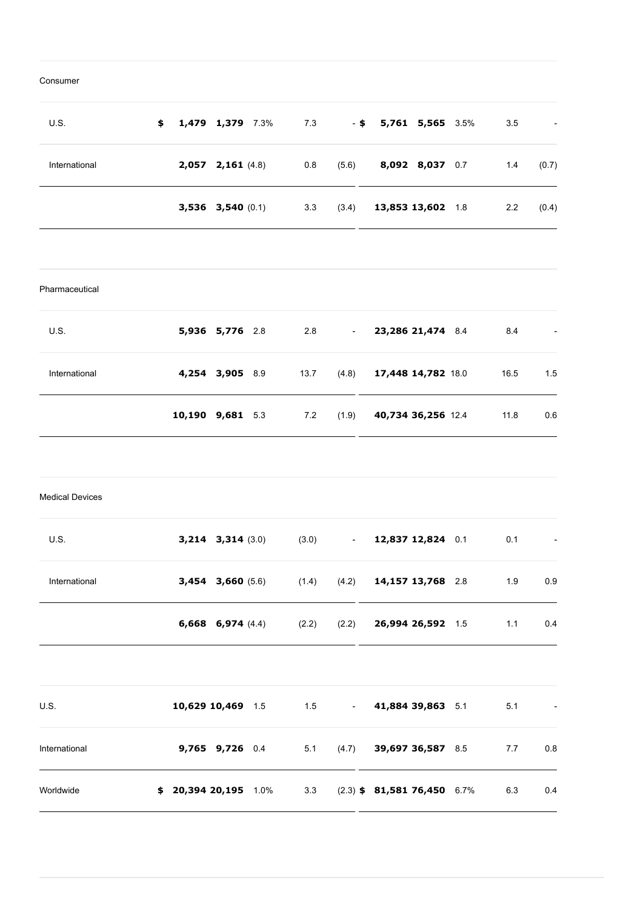| | | | | | | | | | | |
|---|---|---|---|---|---|---|---|---|---|---|
| Consumer | | | | | | | | | | |
| U.S. | $ **1,479** | **1,379** | 7.3% | 7.3 | - | $ **5,761** | **5,565** | 3.5% | 3.5 | - |
| International | **2,057** | **2,161** | (4.8) | 0.8 | (5.6) | **8,092** | **8,037** | 0.7 | 1.4 | (0.7) |
| | **3,536** | **3,540** | (0.1) | 3.3 | (3.4) | **13,853** | **13,602** | 1.8 | 2.2 | (0.4) |
| Pharmaceutical | | | | | | | | | | |
| U.S. | **5,936** | **5,776** | 2.8 | 2.8 | - | **23,286** | **21,474** | 8.4 | 8.4 | - |
| International | **4,254** | **3,905** | 8.9 | 13.7 | (4.8) | **17,448** | **14,782** | 18.0 | 16.5 | 1.5 |
| | **10,190** | **9,681** | 5.3 | 7.2 | (1.9) | **40,734** | **36,256** | 12.4 | 11.8 | 0.6 |
| Medical Devices | | | | | | | | | | |
| U.S. | **3,214** | **3,314** | (3.0) | (3.0) | - | **12,837** | **12,824** | 0.1 | 0.1 | - |
| International | **3,454** | **3,660** | (5.6) | (1.4) | (4.2) | **14,157** | **13,768** | 2.8 | 1.9 | 0.9 |
| | **6,668** | **6,974** | (4.4) | (2.2) | (2.2) | **26,994** | **26,592** | 1.5 | 1.1 | 0.4 |
| U.S. | **10,629** | **10,469** | 1.5 | 1.5 | - | **41,884** | **39,863** | 5.1 | 5.1 | - |
| International | **9,765** | **9,726** | 0.4 | 5.1 | (4.7) | **39,697** | **36,587** | 8.5 | 7.7 | 0.8 |
| Worldwide | $ **20,394** | **20,195** | 1.0% | 3.3 | (2.3) | $ **81,581** | **76,450** | 6.7% | 6.3 | 0.4 |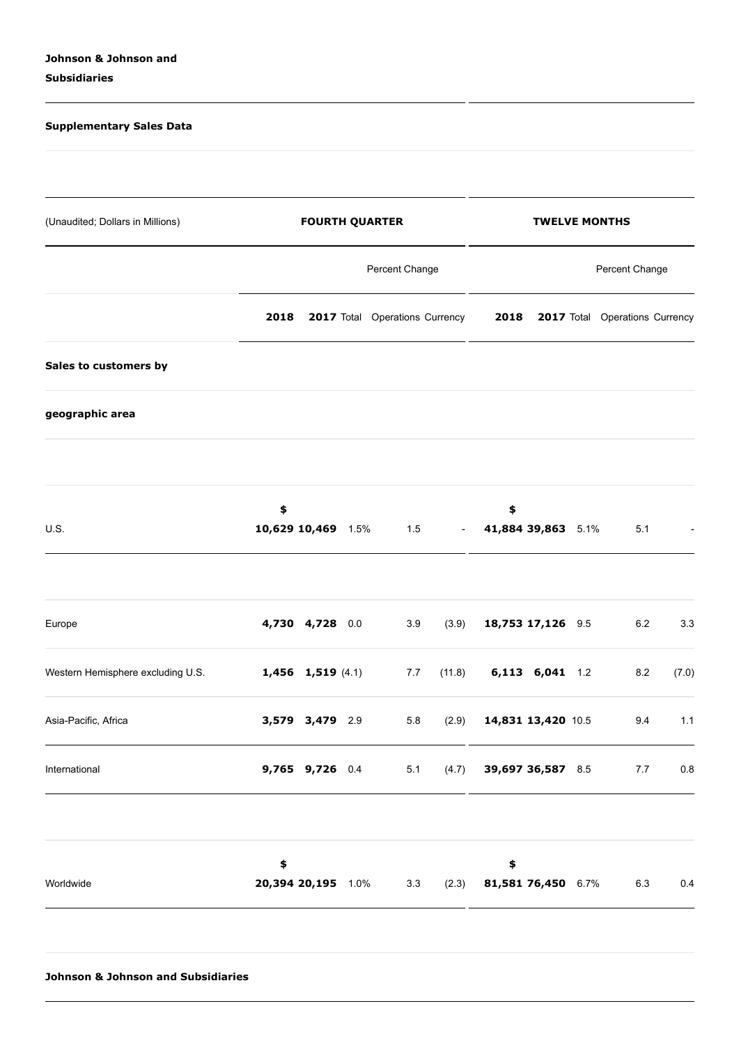**Johnson & Johnson and Subsidiaries**

**Supplementary Sales Data**

| (Unaudited; Dollars in Millions) | FOURTH QUARTER | | | | | TWELVE MONTHS | | | | |
|---|---|---|---|---|---|---|---|---|---|---|
| | | | Percent Change | | | | | Percent Change | | |
| | **2018** | **2017** | Total | Operations | Currency | **2018** | **2017** | Total | Operations | Currency |
| **Sales to customers by geographic area** | | | | | | | | | | |
| U.S. | **$ 10,629** | **10,469** | 1.5% | 1.5 | - | **$ 41,884** | **39,863** | 5.1% | 5.1 | - |
| Europe | **4,730** | **4,728** | 0.0 | 3.9 | (3.9) | **18,753** | **17,126** | 9.5 | 6.2 | 3.3 |
| Western Hemisphere excluding U.S. | **1,456** | **1,519** | (4.1) | 7.7 | (11.8) | **6,113** | **6,041** | 1.2 | 8.2 | (7.0) |
| Asia-Pacific, Africa | **3,579** | **3,479** | 2.9 | 5.8 | (2.9) | **14,831** | **13,420** | 10.5 | 9.4 | 1.1 |
| International | **9,765** | **9,726** | 0.4 | 5.1 | (4.7) | **39,697** | **36,587** | 8.5 | 7.7 | 0.8 |
| Worldwide | **$ 20,394** | **20,195** | 1.0% | 3.3 | (2.3) | **$ 81,581** | **76,450** | 6.7% | 6.3 | 0.4 |

**Johnson & Johnson and Subsidiaries**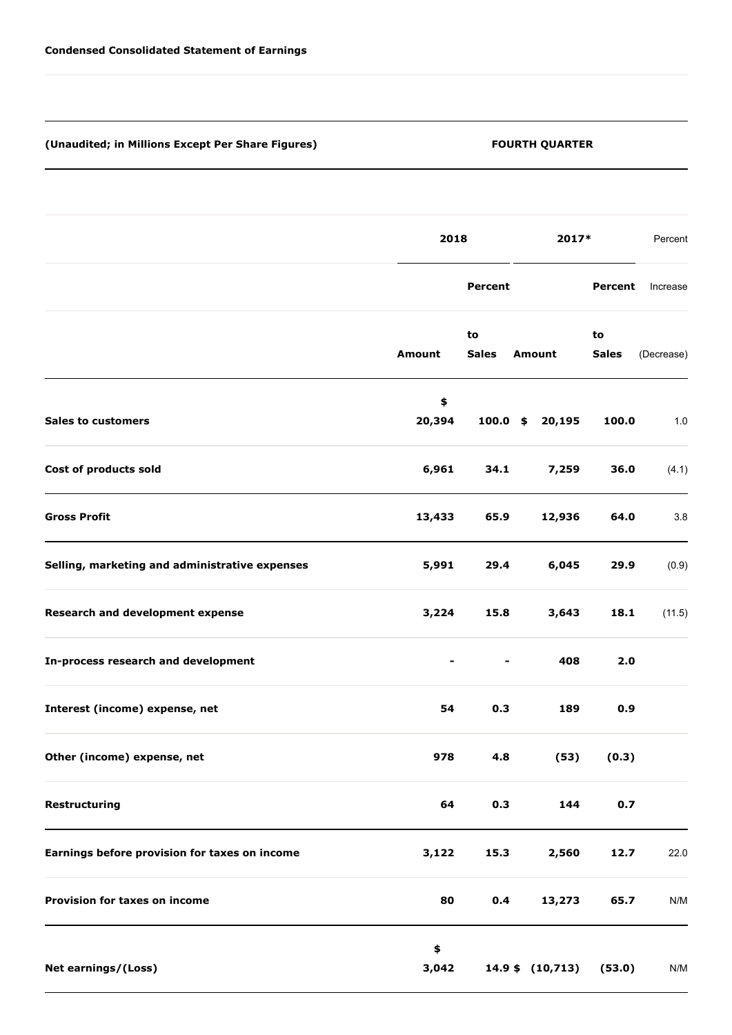**Condensed Consolidated Statement of Earnings**

| (Unaudited; in Millions Except Per Share Figures) | FOURTH QUARTER | | | | |
|---|---|---|---|---|---|
| | 2018 | | 2017* | | Percent |
| | | Percent | | Percent | Increase |
| | Amount | to Sales | Amount | to Sales | (Decrease) |
| **Sales to customers** | $ 20,394 | 100.0 | $ 20,195 | 100.0 | 1.0 |
| **Cost of products sold** | 6,961 | 34.1 | 7,259 | 36.0 | (4.1) |
| **Gross Profit** | 13,433 | 65.9 | 12,936 | 64.0 | 3.8 |
| **Selling, marketing and administrative expenses** | 5,991 | 29.4 | 6,045 | 29.9 | (0.9) |
| **Research and development expense** | 3,224 | 15.8 | 3,643 | 18.1 | (11.5) |
| **In-process research and development** | - | - | 408 | 2.0 | |
| **Interest (income) expense, net** | 54 | 0.3 | 189 | 0.9 | |
| **Other (income) expense, net** | 978 | 4.8 | (53) | (0.3) | |
| **Restructuring** | 64 | 0.3 | 144 | 0.7 | |
| **Earnings before provision for taxes on income** | 3,122 | 15.3 | 2,560 | 12.7 | 22.0 |
| **Provision for taxes on income** | 80 | 0.4 | 13,273 | 65.7 | N/M |
| **Net earnings/(Loss)** | $ 3,042 | 14.9 | $ (10,713) | (53.0) | N/M |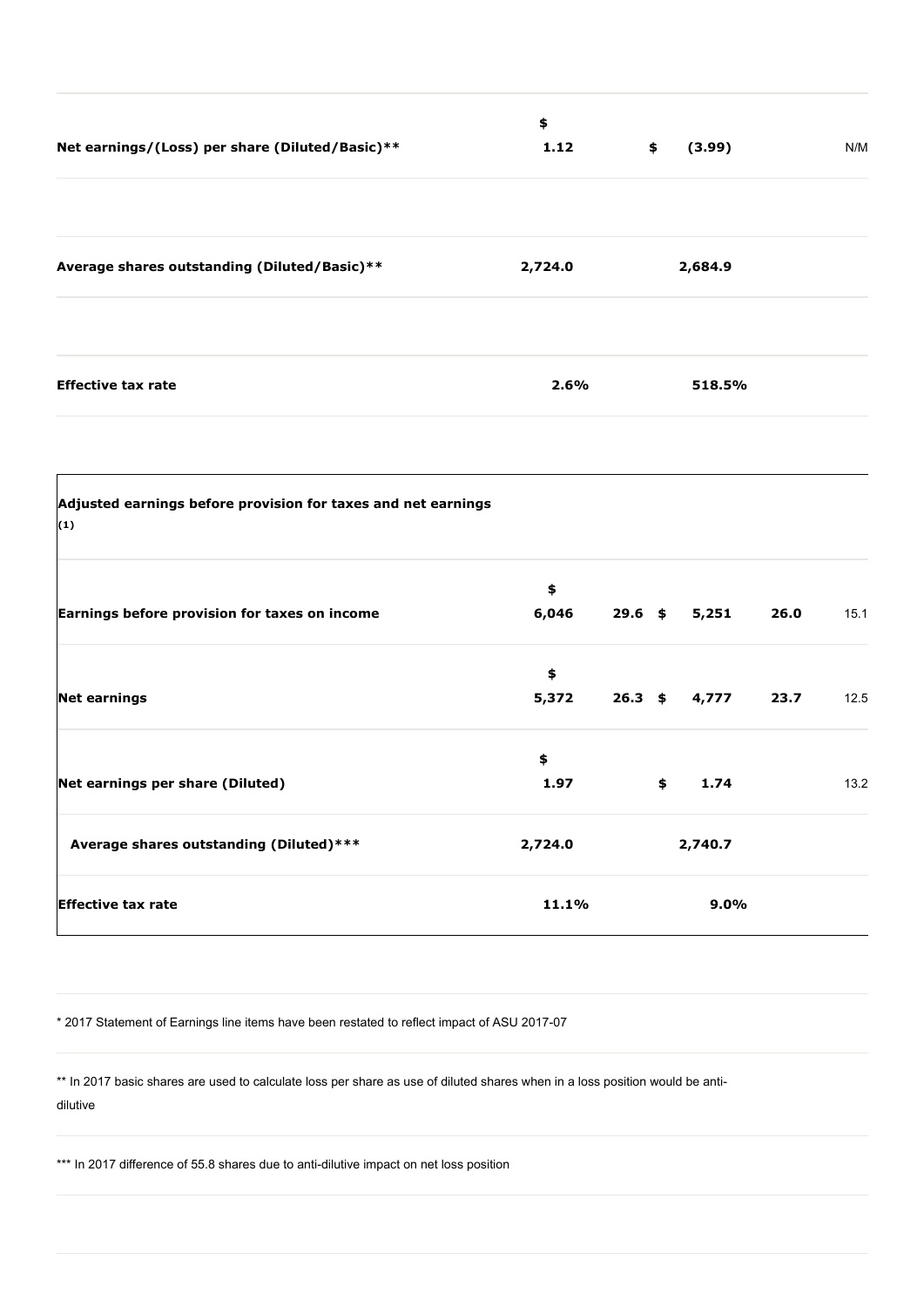| | | | | | |
|---|---|---|---|---|---|
| **Net earnings/(Loss) per share (Diluted/Basic)**** | **$ 1.12** | | **$ (3.99)** | | N/M |
| **Average shares outstanding (Diluted/Basic)**** | **2,724.0** | | **2,684.9** | | |
| **Effective tax rate** | **2.6%** | | **518.5%** | | |

| **Adjusted earnings before provision for taxes and net earnings (1)** | | | | | |
|---|---|---|---|---|---|
| **Earnings before provision for taxes on income** | **$ 6,046** | **29.6** | **$ 5,251** | **26.0** | 15.1 |
| **Net earnings** | **$ 5,372** | **26.3** | **$ 4,777** | **23.7** | 12.5 |
| **Net earnings per share (Diluted)** | **$ 1.97** | | **$ 1.74** | | 13.2 |
| **Average shares outstanding (Diluted)***** | **2,724.0** | | **2,740.7** | | |
| **Effective tax rate** | **11.1%** | | **9.0%** | | |

* 2017 Statement of Earnings line items have been restated to reflect impact of ASU 2017-07

** In 2017 basic shares are used to calculate loss per share as use of diluted shares when in a loss position would be anti-dilutive

*** In 2017 difference of 55.8 shares due to anti-dilutive impact on net loss position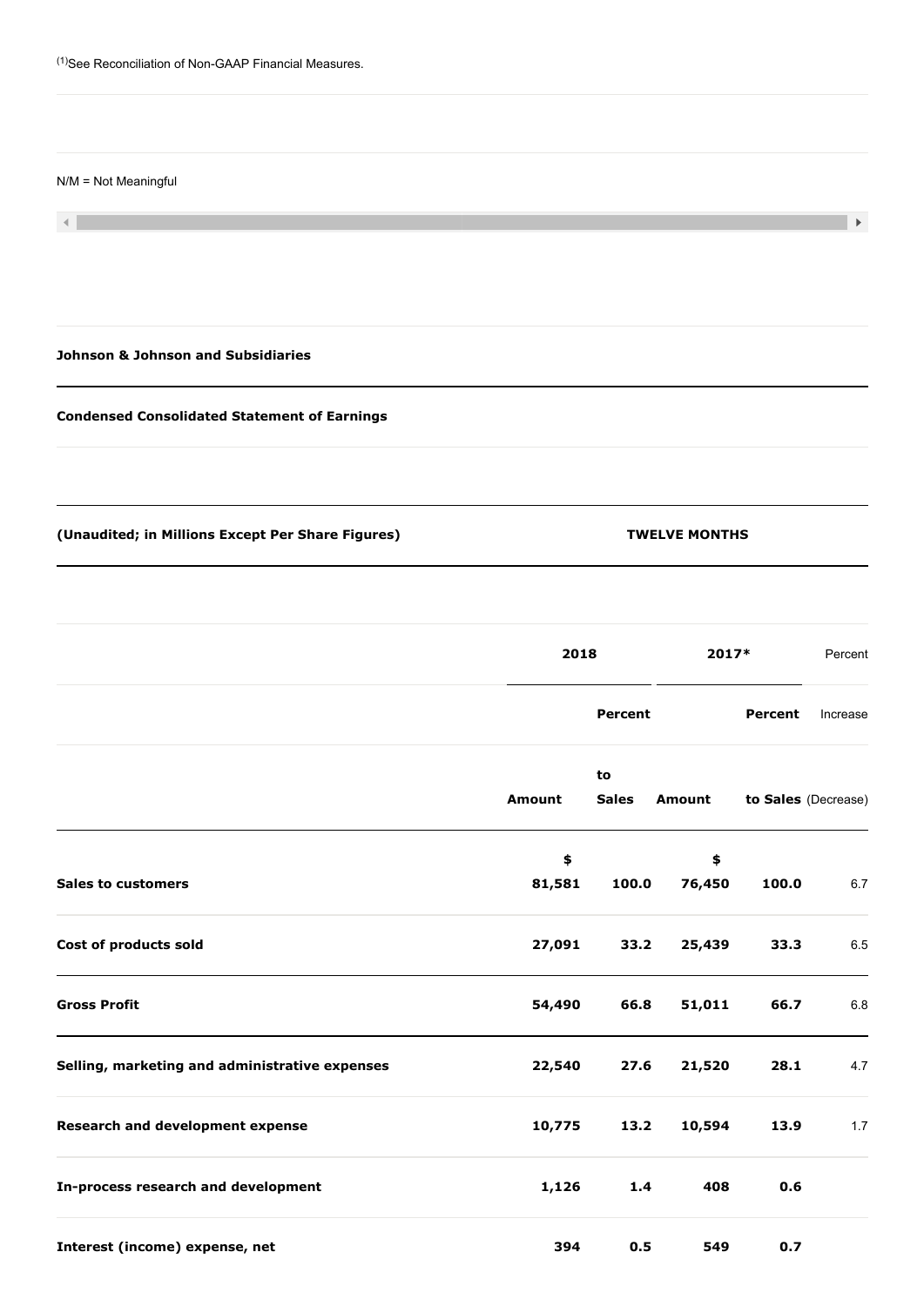(1)See Reconciliation of Non-GAAP Financial Measures.

N/M = Not Meaningful

**Johnson & Johnson and Subsidiaries**

**Condensed Consolidated Statement of Earnings**

| (Unaudited; in Millions Except Per Share Figures) | TWELVE MONTHS | | | | |
|---|---|---|---|---|---|
| | 2018 | | 2017* | | Percent |
| | | Percent | | Percent | Increase |
| | Amount | to Sales | Amount | to Sales | (Decrease) |
| **Sales to customers** | **$ 81,581** | **100.0** | **$ 76,450** | **100.0** | 6.7 |
| **Cost of products sold** | **27,091** | **33.2** | **25,439** | **33.3** | 6.5 |
| **Gross Profit** | **54,490** | **66.8** | **51,011** | **66.7** | 6.8 |
| **Selling, marketing and administrative expenses** | **22,540** | **27.6** | **21,520** | **28.1** | 4.7 |
| **Research and development expense** | **10,775** | **13.2** | **10,594** | **13.9** | 1.7 |
| **In-process research and development** | **1,126** | **1.4** | **408** | **0.6** | |
| **Interest (income) expense, net** | **394** | **0.5** | **549** | **0.7** | |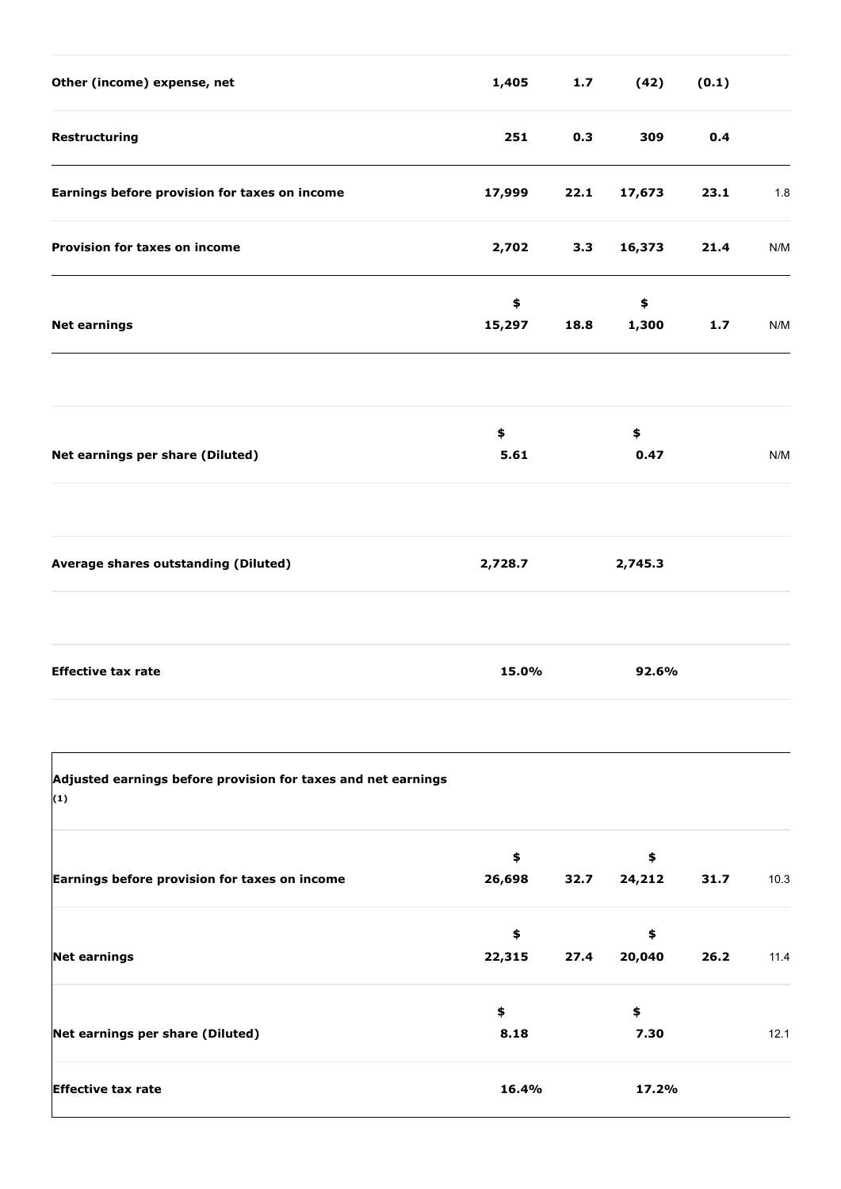| | | | | | |
|---|---|---|---|---|---|
| **Other (income) expense, net** | **1,405** | **1.7** | **(42)** | **(0.1)** | |
| **Restructuring** | **251** | **0.3** | **309** | **0.4** | |
| **Earnings before provision for taxes on income** | **17,999** | **22.1** | **17,673** | **23.1** | 1.8 |
| **Provision for taxes on income** | **2,702** | **3.3** | **16,373** | **21.4** | N/M |
| **Net earnings** | **$ 15,297** | **18.8** | **$ 1,300** | **1.7** | N/M |
| | | | | | |
| **Net earnings per share (Diluted)** | **$ 5.61** | | **$ 0.47** | | N/M |
| | | | | | |
| **Average shares outstanding (Diluted)** | **2,728.7** | | **2,745.3** | | |
| | | | | | |
| **Effective tax rate** | **15.0%** | | **92.6%** | | |

| **Adjusted earnings before provision for taxes and net earnings (1)** | | | | | |
|---|---|---|---|---|---|
| **Earnings before provision for taxes on income** | **$ 26,698** | **32.7** | **$ 24,212** | **31.7** | 10.3 |
| **Net earnings** | **$ 22,315** | **27.4** | **$ 20,040** | **26.2** | 11.4 |
| **Net earnings per share (Diluted)** | **$ 8.18** | | **$ 7.30** | | 12.1 |
| **Effective tax rate** | **16.4%** | | **17.2%** | | |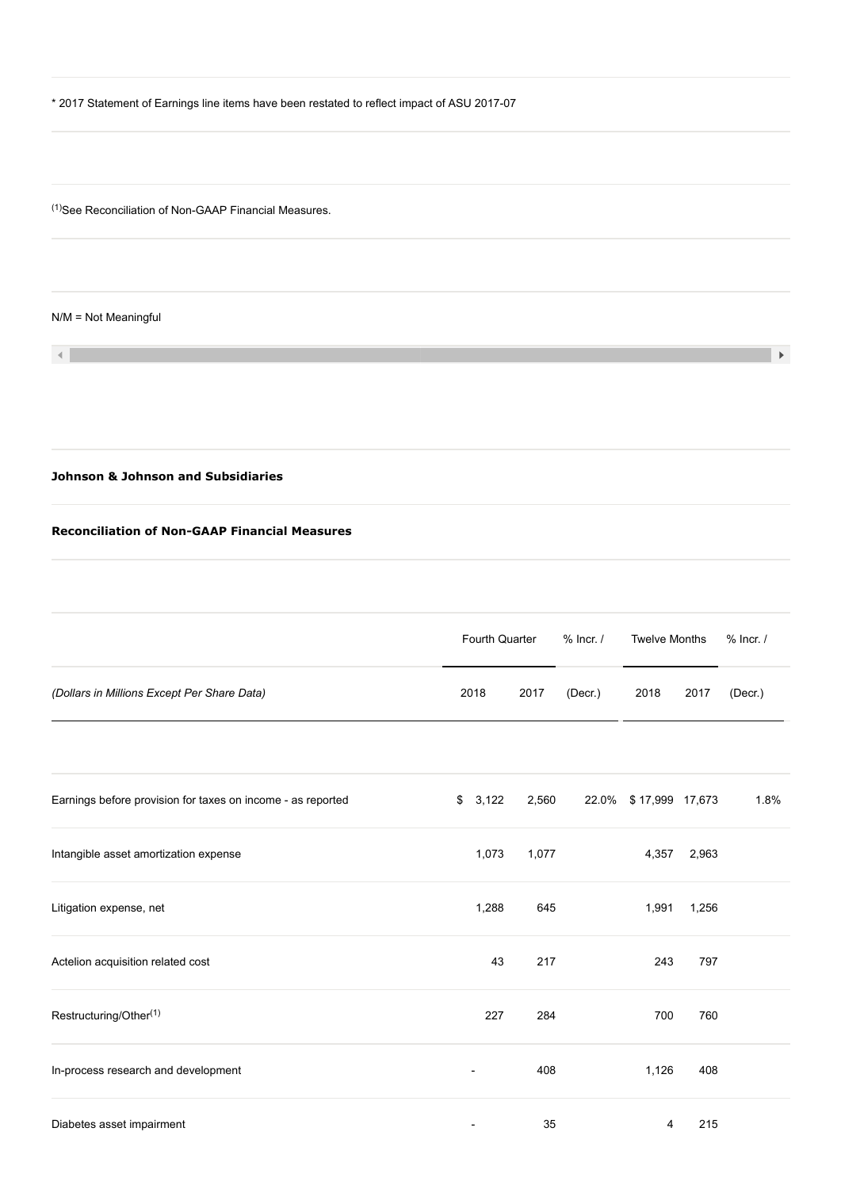* 2017 Statement of Earnings line items have been restated to reflect impact of ASU 2017-07

(1)See Reconciliation of Non-GAAP Financial Measures.

N/M = Not Meaningful

**Johnson & Johnson and Subsidiaries**

**Reconciliation of Non-GAAP Financial Measures**

| | Fourth Quarter | | % Incr. / | Twelve Months | | % Incr. / |
|---|---|---|---|---|---|---|
| *(Dollars in Millions Except Per Share Data)* | 2018 | 2017 | (Decr.) | 2018 | 2017 | (Decr.) |
| Earnings before provision for taxes on income - as reported | $ 3,122 | 2,560 | 22.0% | $ 17,999 | 17,673 | 1.8% |
| Intangible asset amortization expense | 1,073 | 1,077 | | 4,357 | 2,963 | |
| Litigation expense, net | 1,288 | 645 | | 1,991 | 1,256 | |
| Actelion acquisition related cost | 43 | 217 | | 243 | 797 | |
| Restructuring/Other[1] | 227 | 284 | | 700 | 760 | |
| In-process research and development | - | 408 | | 1,126 | 408 | |
| Diabetes asset impairment | - | 35 | | 4 | 215 | |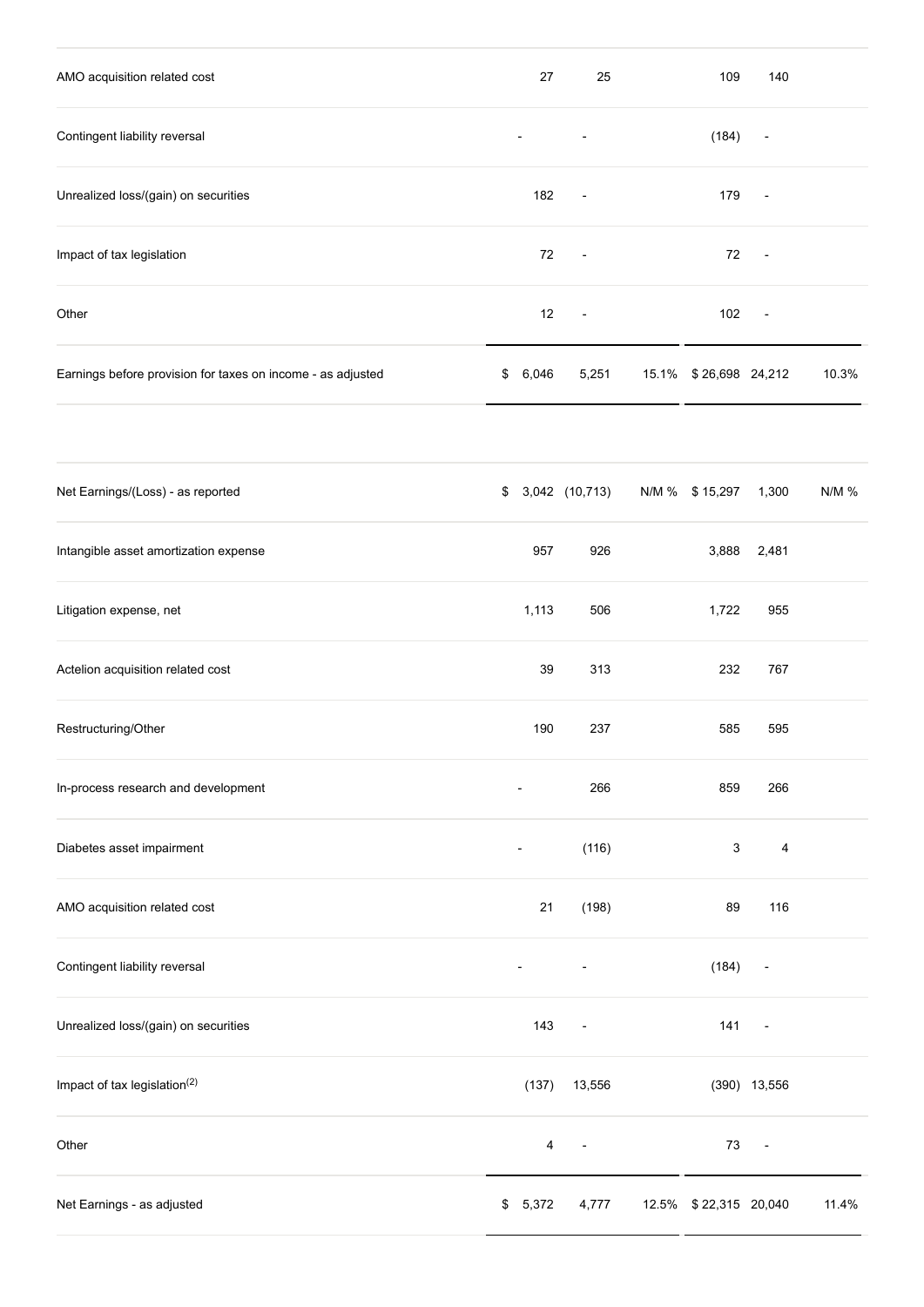| | | | | | | |
|---|---|---|---|---|---|---|
| AMO acquisition related cost | 27 | 25 | | 109 | 140 | |
| Contingent liability reversal | - | - | | (184) | - | |
| Unrealized loss/(gain) on securities | 182 | - | | 179 | - | |
| Impact of tax legislation | 72 | - | | 72 | - | |
| Other | 12 | - | | 102 | - | |
| Earnings before provision for taxes on income - as adjusted | $ 6,046 | 5,251 | 15.1% | $ 26,698 | 24,212 | 10.3% |

| | | | | | | |
|---|---|---|---|---|---|---|
| Net Earnings/(Loss) - as reported | $ 3,042 | (10,713) | N/M % | $ 15,297 | 1,300 | N/M % |
| Intangible asset amortization expense | 957 | 926 | | 3,888 | 2,481 | |
| Litigation expense, net | 1,113 | 506 | | 1,722 | 955 | |
| Actelion acquisition related cost | 39 | 313 | | 232 | 767 | |
| Restructuring/Other | 190 | 237 | | 585 | 595 | |
| In-process research and development | - | 266 | | 859 | 266 | |
| Diabetes asset impairment | - | (116) | | 3 | 4 | |
| AMO acquisition related cost | 21 | (198) | | 89 | 116 | |
| Contingent liability reversal | - | - | | (184) | - | |
| Unrealized loss/(gain) on securities | 143 | - | | 141 | - | |
| Impact of tax legislation[(2)] | (137) | 13,556 | | (390) | 13,556 | |
| Other | 4 | - | | 73 | - | |
| Net Earnings - as adjusted | $ 5,372 | 4,777 | 12.5% | $ 22,315 | 20,040 | 11.4% |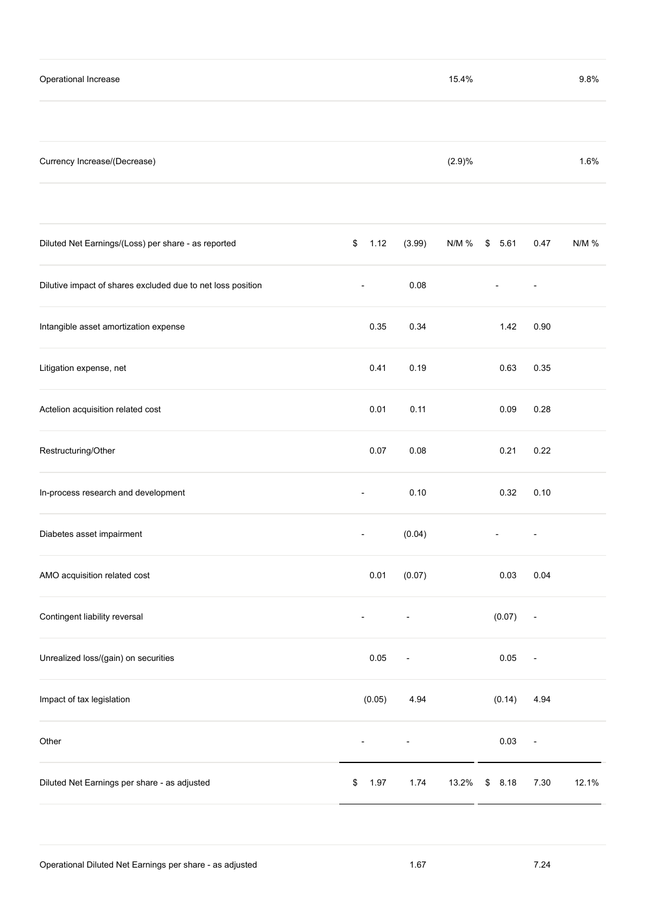| | | | | | | |
|---|---|---|---|---|---|---|
| Operational Increase | | | 15.4% | | | 9.8% |
| Currency Increase/(Decrease) | | | (2.9)% | | | 1.6% |
| Diluted Net Earnings/(Loss) per share - as reported | $ 1.12 | (3.99) | N/M % | $ 5.61 | 0.47 | N/M % |
| Dilutive impact of shares excluded due to net loss position | - | 0.08 | | - | - | |
| Intangible asset amortization expense | 0.35 | 0.34 | | 1.42 | 0.90 | |
| Litigation expense, net | 0.41 | 0.19 | | 0.63 | 0.35 | |
| Actelion acquisition related cost | 0.01 | 0.11 | | 0.09 | 0.28 | |
| Restructuring/Other | 0.07 | 0.08 | | 0.21 | 0.22 | |
| In-process research and development | - | 0.10 | | 0.32 | 0.10 | |
| Diabetes asset impairment | - | (0.04) | | - | - | |
| AMO acquisition related cost | 0.01 | (0.07) | | 0.03 | 0.04 | |
| Contingent liability reversal | - | - | | (0.07) | - | |
| Unrealized loss/(gain) on securities | 0.05 | - | | 0.05 | - | |
| Impact of tax legislation | (0.05) | 4.94 | | (0.14) | 4.94 | |
| Other | - | - | | 0.03 | - | |
| Diluted Net Earnings per share - as adjusted | $ 1.97 | 1.74 | 13.2% | $ 8.18 | 7.30 | 12.1% |
| Operational Diluted Net Earnings per share - as adjusted | | 1.67 | | | 7.24 | |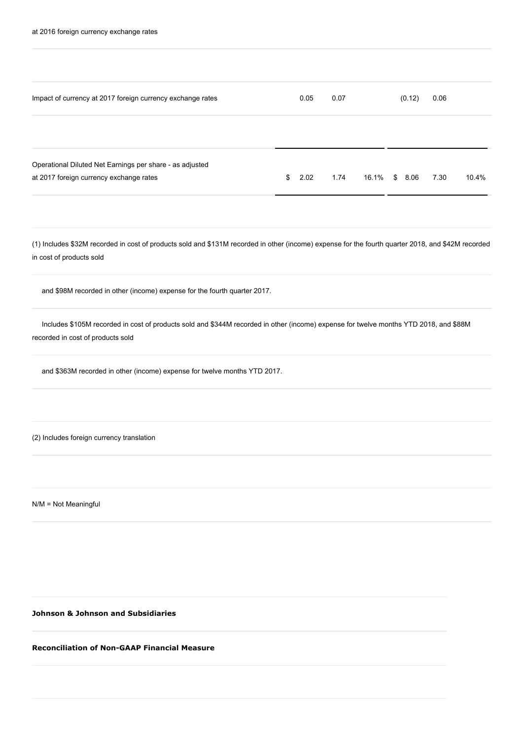| at 2016 foreign currency exchange rates | | | | | | |
|---|---|---|---|---|---|---|
| Impact of currency at 2017 foreign currency exchange rates | 0.05 | 0.07 | | (0.12) | 0.06 | |
| Operational Diluted Net Earnings per share - as adjusted at 2017 foreign currency exchange rates | $ 2.02 | 1.74 | 16.1% | $ 8.06 | 7.30 | 10.4% |

(1) Includes $32M recorded in cost of products sold and $131M recorded in other (income) expense for the fourth quarter 2018, and $42M recorded in cost of products sold

and $98M recorded in other (income) expense for the fourth quarter 2017.

Includes $105M recorded in cost of products sold and $344M recorded in other (income) expense for twelve months YTD 2018, and $88M recorded in cost of products sold

and $363M recorded in other (income) expense for twelve months YTD 2017.

(2) Includes foreign currency translation

N/M = Not Meaningful

**Johnson & Johnson and Subsidiaries**

**Reconciliation of Non-GAAP Financial Measure**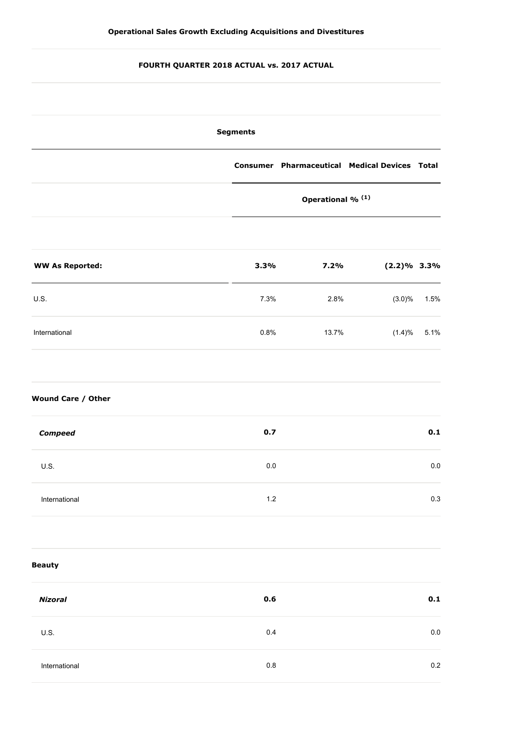**Operational Sales Growth Excluding Acquisitions and Divestitures**

**FOURTH QUARTER 2018 ACTUAL vs. 2017 ACTUAL**

| | **Segments** | | | |
|---|---|---|---|---|
| | **Consumer** | **Pharmaceutical** | **Medical Devices** | **Total** |
| | **Operational %** [(1)] | | | |
| **WW As Reported:** | **3.3%** | **7.2%** | **(2.2)%** | **3.3%** |
| U.S. | 7.3% | 2.8% | (3.0)% | 1.5% |
| International | 0.8% | 13.7% | (1.4)% | 5.1% |
| | | | | |
| **Wound Care / Other** | | | | |
| ***Compeed*** | **0.7** | | | **0.1** |
| U.S. | 0.0 | | | 0.0 |
| International | 1.2 | | | 0.3 |
| | | | | |
| **Beauty** | | | | |
| ***Nizoral*** | **0.6** | | | **0.1** |
| U.S. | 0.4 | | | 0.0 |
| International | 0.8 | | | 0.2 |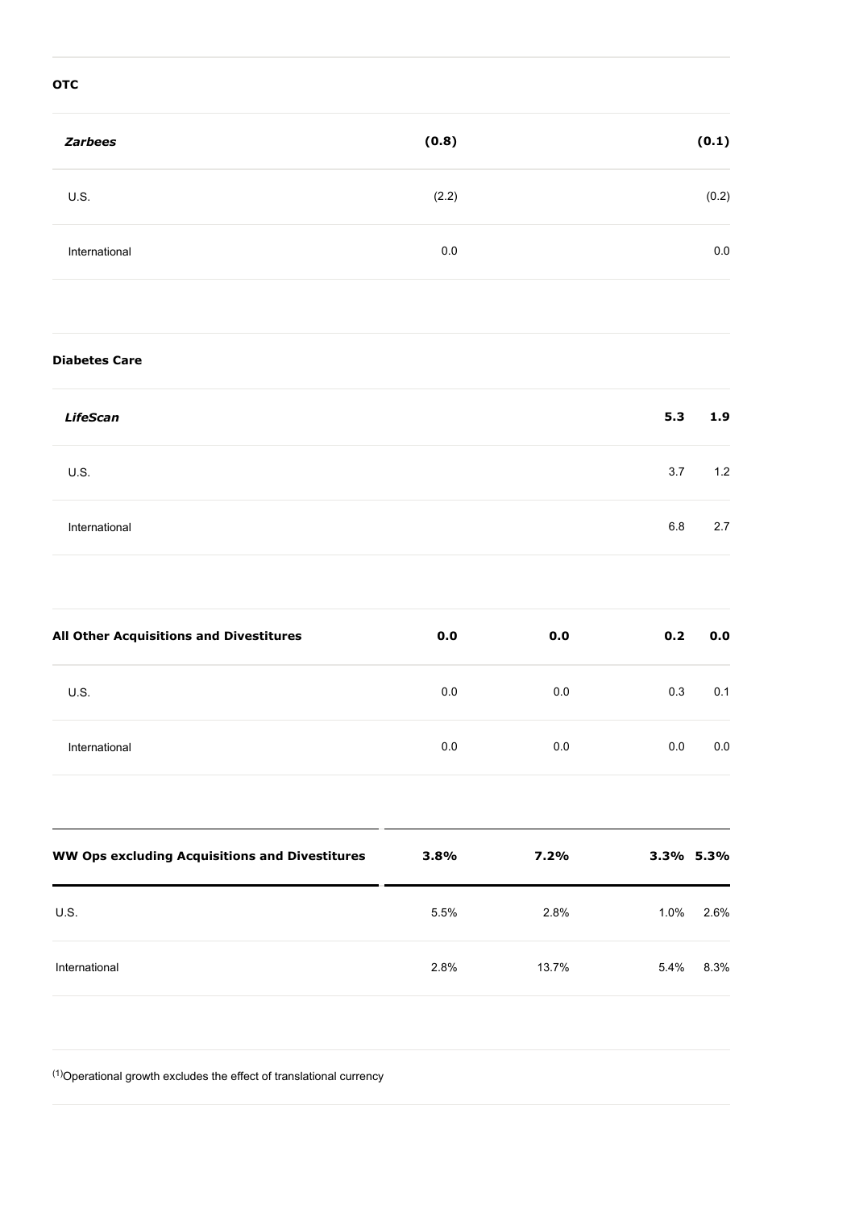| | | | | |
|---|---|---|---|---|
| **OTC** | | | | |
| ***Zarbees*** | **(0.8)** | | | **(0.1)** |
| U.S. | (2.2) | | | (0.2) |
| International | 0.0 | | | 0.0 |
| | | | | |
| **Diabetes Care** | | | | |
| ***LifeScan*** | | | **5.3** | **1.9** |
| U.S. | | | 3.7 | 1.2 |
| International | | | 6.8 | 2.7 |
| | | | | |
| **All Other Acquisitions and Divestitures** | **0.0** | **0.0** | **0.2** | **0.0** |
| U.S. | 0.0 | 0.0 | 0.3 | 0.1 |
| International | 0.0 | 0.0 | 0.0 | 0.0 |
| | | | | |
| **WW Ops excluding Acquisitions and Divestitures** | **3.8%** | **7.2%** | **3.3%** | **5.3%** |
| U.S. | 5.5% | 2.8% | 1.0% | 2.6% |
| International | 2.8% | 13.7% | 5.4% | 8.3% |

[1]Operational growth excludes the effect of translational currency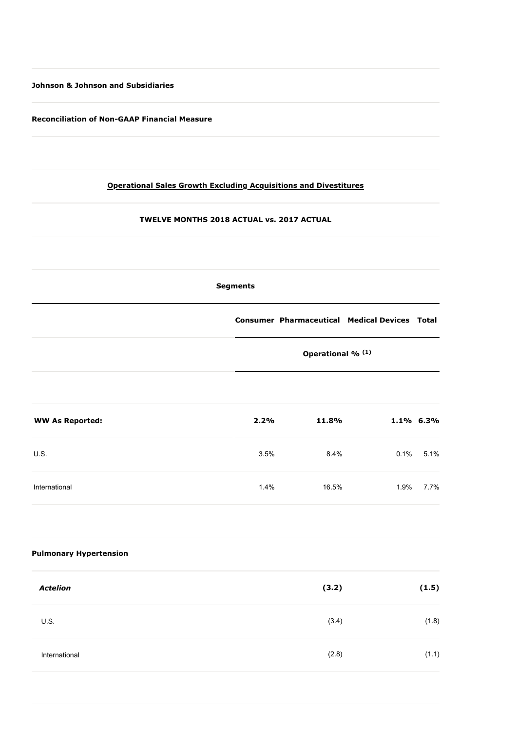**Johnson & Johnson and Subsidiaries**

**Reconciliation of Non-GAAP Financial Measure**

**Operational Sales Growth Excluding Acquisitions and Divestitures**

**TWELVE MONTHS 2018 ACTUAL vs. 2017 ACTUAL**

| | Segments | | | |
|---|---|---|---|---|
| | **Consumer** | **Pharmaceutical** | **Medical Devices** | **Total** |
| | **Operational % (1)** | | | |
| **WW As Reported:** | **2.2%** | **11.8%** | **1.1%** | **6.3%** |
| U.S. | 3.5% | 8.4% | 0.1% | 5.1% |
| International | 1.4% | 16.5% | 1.9% | 7.7% |
| | | | | |
| **Pulmonary Hypertension** | | | | |
| ***Actelion*** | | **(3.2)** | | **(1.5)** |
| U.S. | | (3.4) | | (1.8) |
| International | | (2.8) | | (1.1) |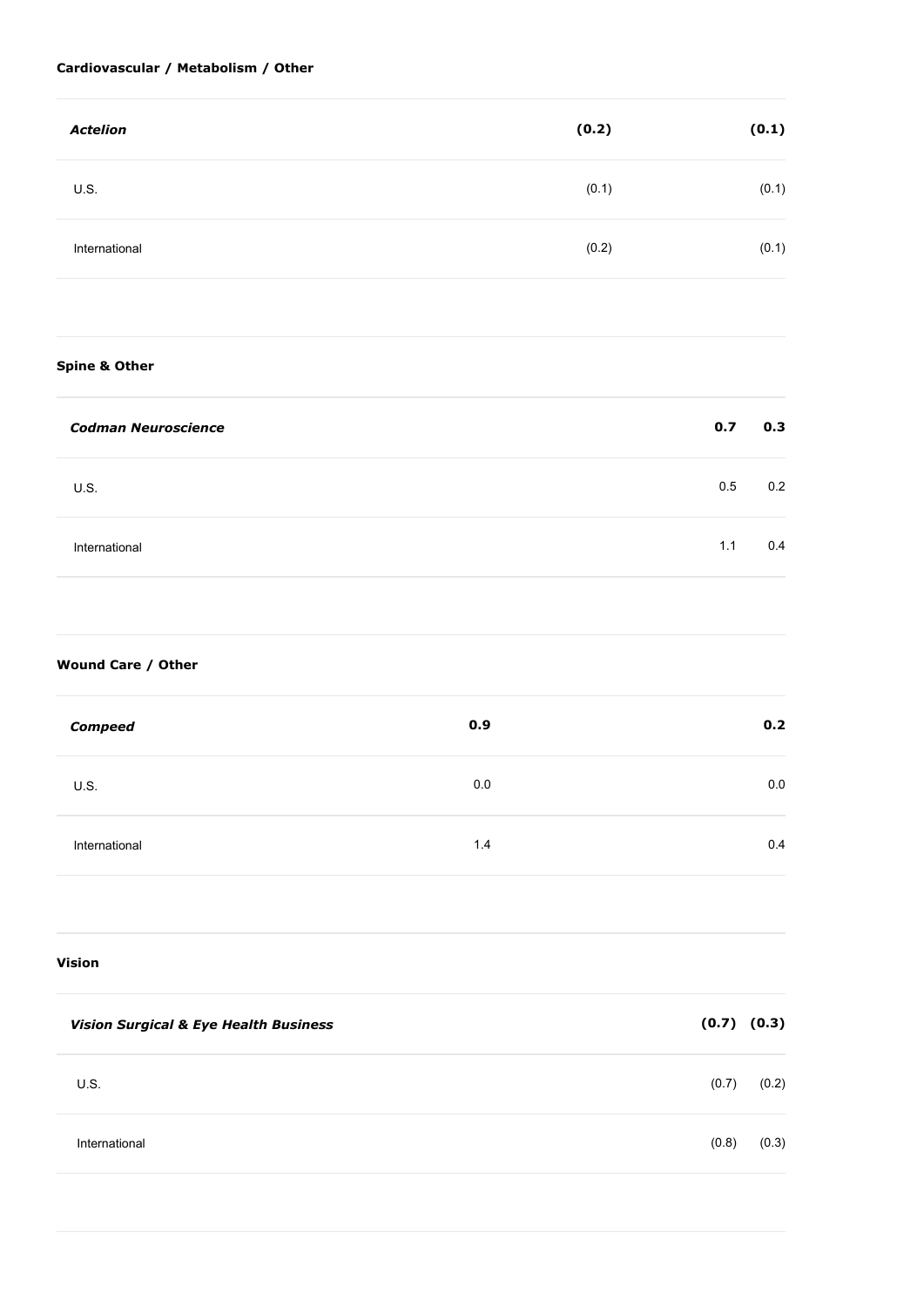| | | | | |
|---|---|---|---|---|
| **Cardiovascular / Metabolism / Other** | | | | |
| ***Actelion*** | | **(0.2)** | | **(0.1)** |
| U.S. | | (0.1) | | (0.1) |
| International | | (0.2) | | (0.1) |
| | | | | |
| **Spine & Other** | | | | |
| ***Codman Neuroscience*** | | | **0.7** | **0.3** |
| U.S. | | | 0.5 | 0.2 |
| International | | | 1.1 | 0.4 |
| | | | | |
| **Wound Care / Other** | | | | |
| ***Compeed*** | **0.9** | | | **0.2** |
| U.S. | 0.0 | | | 0.0 |
| International | 1.4 | | | 0.4 |
| | | | | |
| **Vision** | | | | |
| ***Vision Surgical & Eye Health Business*** | | | **(0.7)** | **(0.3)** |
| U.S. | | | (0.7) | (0.2) |
| International | | | (0.8) | (0.3) |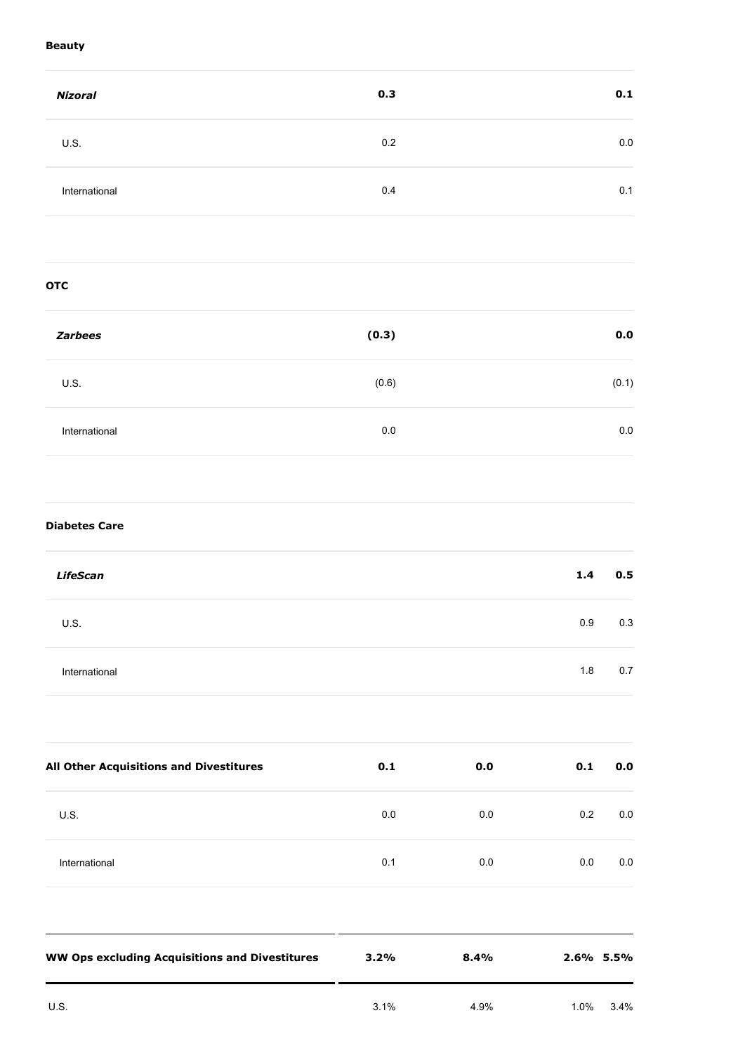|  |  |  |  |  |
|---|---|---|---|---|
| **Beauty** | | | | |
| ***Nizoral*** | **0.3** | | | **0.1** |
| U.S. | 0.2 | | | 0.0 |
| International | 0.4 | | | 0.1 |
| **OTC** | | | | |
| ***Zarbees*** | **(0.3)** | | | **0.0** |
| U.S. | (0.6) | | | (0.1) |
| International | 0.0 | | | 0.0 |
| **Diabetes Care** | | | | |
| ***LifeScan*** | | | **1.4** | **0.5** |
| U.S. | | | 0.9 | 0.3 |
| International | | | 1.8 | 0.7 |
| **All Other Acquisitions and Divestitures** | **0.1** | **0.0** | **0.1** | **0.0** |
| U.S. | 0.0 | 0.0 | 0.2 | 0.0 |
| International | 0.1 | 0.0 | 0.0 | 0.0 |
| **WW Ops excluding Acquisitions and Divestitures** | **3.2%** | **8.4%** | **2.6%** | **5.5%** |
| U.S. | 3.1% | 4.9% | 1.0% | 3.4% |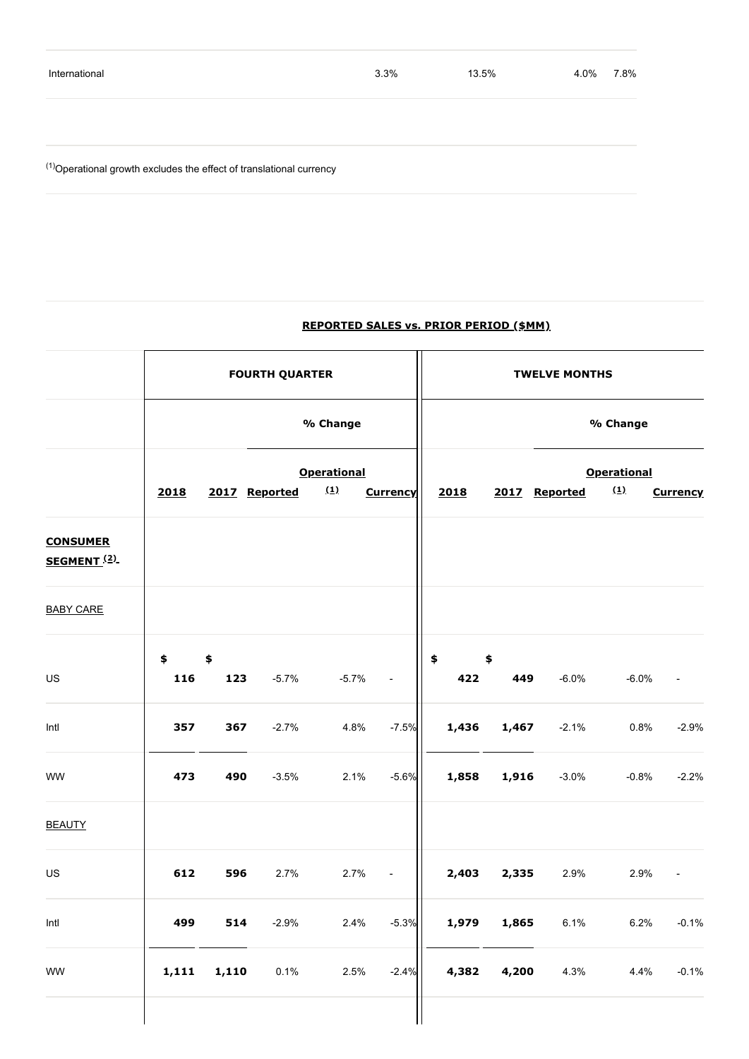| International | 3.3% | 13.5% | 4.0% | 7.8% |
|---|---|---|---|---|

(1)Operational growth excludes the effect of translational currency

**REPORTED SALES vs. PRIOR PERIOD ($MM)**

| | FOURTH QUARTER | | | | | TWELVE MONTHS | | | | |
|---|---|---|---|---|---|---|---|---|---|---|
| | | | % Change | | | | | % Change | | |
| | 2018 | 2017 | Reported | Operational (1) | Currency | 2018 | 2017 | Reported | Operational (1) | Currency |
| **CONSUMER SEGMENT (2)** | | | | | | | | | | |
| BABY CARE | | | | | | | | | | |
| US | $ 116 | $ 123 | -5.7% | -5.7% | - | $ 422 | $ 449 | -6.0% | -6.0% | - |
| Intl | 357 | 367 | -2.7% | 4.8% | -7.5% | 1,436 | 1,467 | -2.1% | 0.8% | -2.9% |
| WW | 473 | 490 | -3.5% | 2.1% | -5.6% | 1,858 | 1,916 | -3.0% | -0.8% | -2.2% |
| BEAUTY | | | | | | | | | | |
| US | 612 | 596 | 2.7% | 2.7% | - | 2,403 | 2,335 | 2.9% | 2.9% | - |
| Intl | 499 | 514 | -2.9% | 2.4% | -5.3% | 1,979 | 1,865 | 6.1% | 6.2% | -0.1% |
| WW | 1,111 | 1,110 | 0.1% | 2.5% | -2.4% | 4,382 | 4,200 | 4.3% | 4.4% | -0.1% |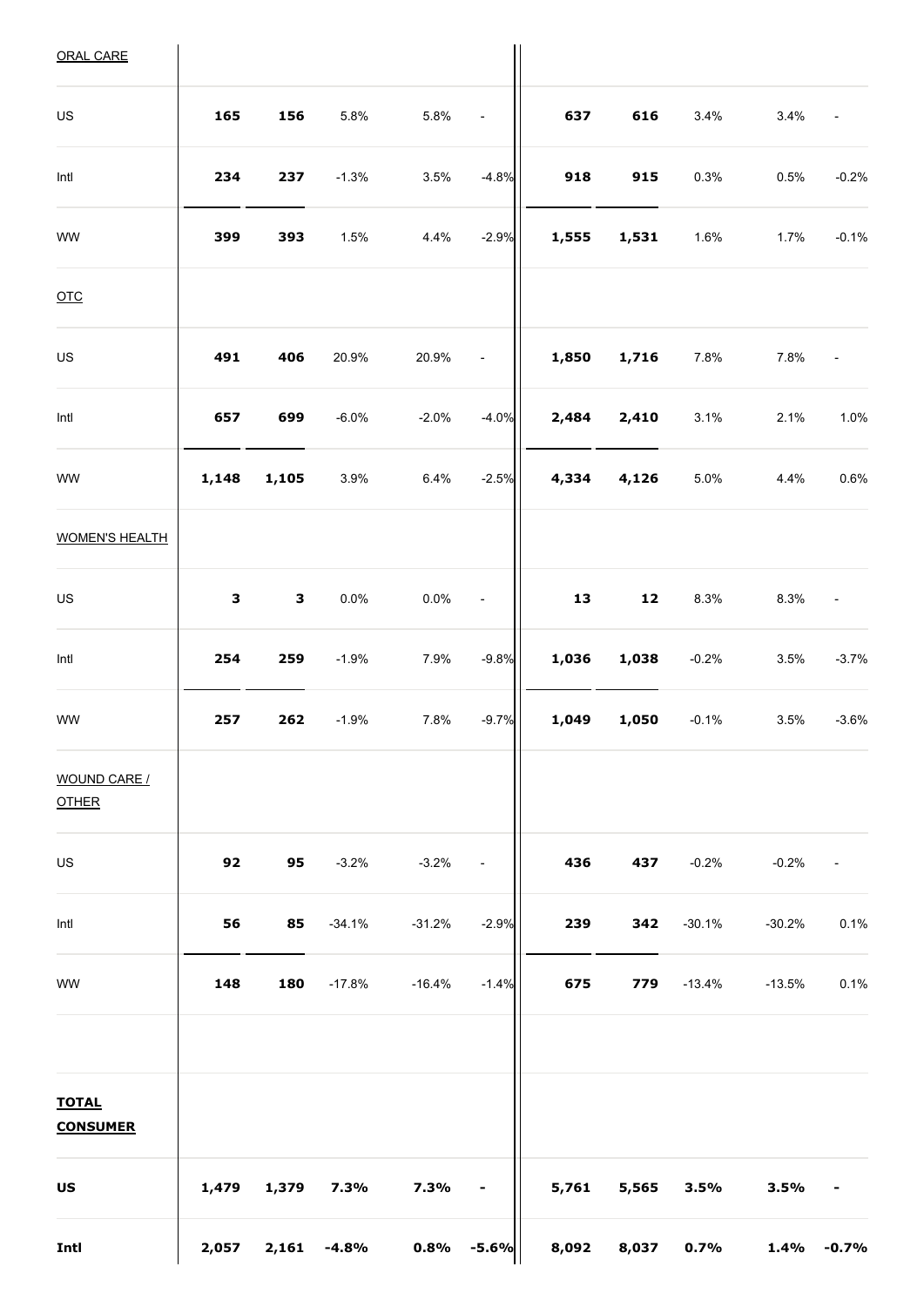| | | | | | | | | | | |
|---|---|---|---|---|---|---|---|---|---|---|
| ORAL CARE | | | | | | | | | | |
| US | **165** | **156** | 5.8% | 5.8% | - | **637** | **616** | 3.4% | 3.4% | - |
| Intl | **234** | **237** | -1.3% | 3.5% | -4.8% | **918** | **915** | 0.3% | 0.5% | -0.2% |
| WW | **399** | **393** | 1.5% | 4.4% | -2.9% | **1,555** | **1,531** | 1.6% | 1.7% | -0.1% |
| OTC | | | | | | | | | | |
| US | **491** | **406** | 20.9% | 20.9% | - | **1,850** | **1,716** | 7.8% | 7.8% | - |
| Intl | **657** | **699** | -6.0% | -2.0% | -4.0% | **2,484** | **2,410** | 3.1% | 2.1% | 1.0% |
| WW | **1,148** | **1,105** | 3.9% | 6.4% | -2.5% | **4,334** | **4,126** | 5.0% | 4.4% | 0.6% |
| WOMEN'S HEALTH | | | | | | | | | | |
| US | **3** | **3** | 0.0% | 0.0% | - | **13** | **12** | 8.3% | 8.3% | - |
| Intl | **254** | **259** | -1.9% | 7.9% | -9.8% | **1,036** | **1,038** | -0.2% | 3.5% | -3.7% |
| WW | **257** | **262** | -1.9% | 7.8% | -9.7% | **1,049** | **1,050** | -0.1% | 3.5% | -3.6% |
| WOUND CARE / OTHER | | | | | | | | | | |
| US | **92** | **95** | -3.2% | -3.2% | - | **436** | **437** | -0.2% | -0.2% | - |
| Intl | **56** | **85** | -34.1% | -31.2% | -2.9% | **239** | **342** | -30.1% | -30.2% | 0.1% |
| WW | **148** | **180** | -17.8% | -16.4% | -1.4% | **675** | **779** | -13.4% | -13.5% | 0.1% |
| | | | | | | | | | | |
| **TOTAL CONSUMER** | | | | | | | | | | |
| **US** | **1,479** | **1,379** | **7.3%** | **7.3%** | **-** | **5,761** | **5,565** | **3.5%** | **3.5%** | **-** |
| **Intl** | **2,057** | **2,161** | **-4.8%** | **0.8%** | **-5.6%** | **8,092** | **8,037** | **0.7%** | **1.4%** | **-0.7%** |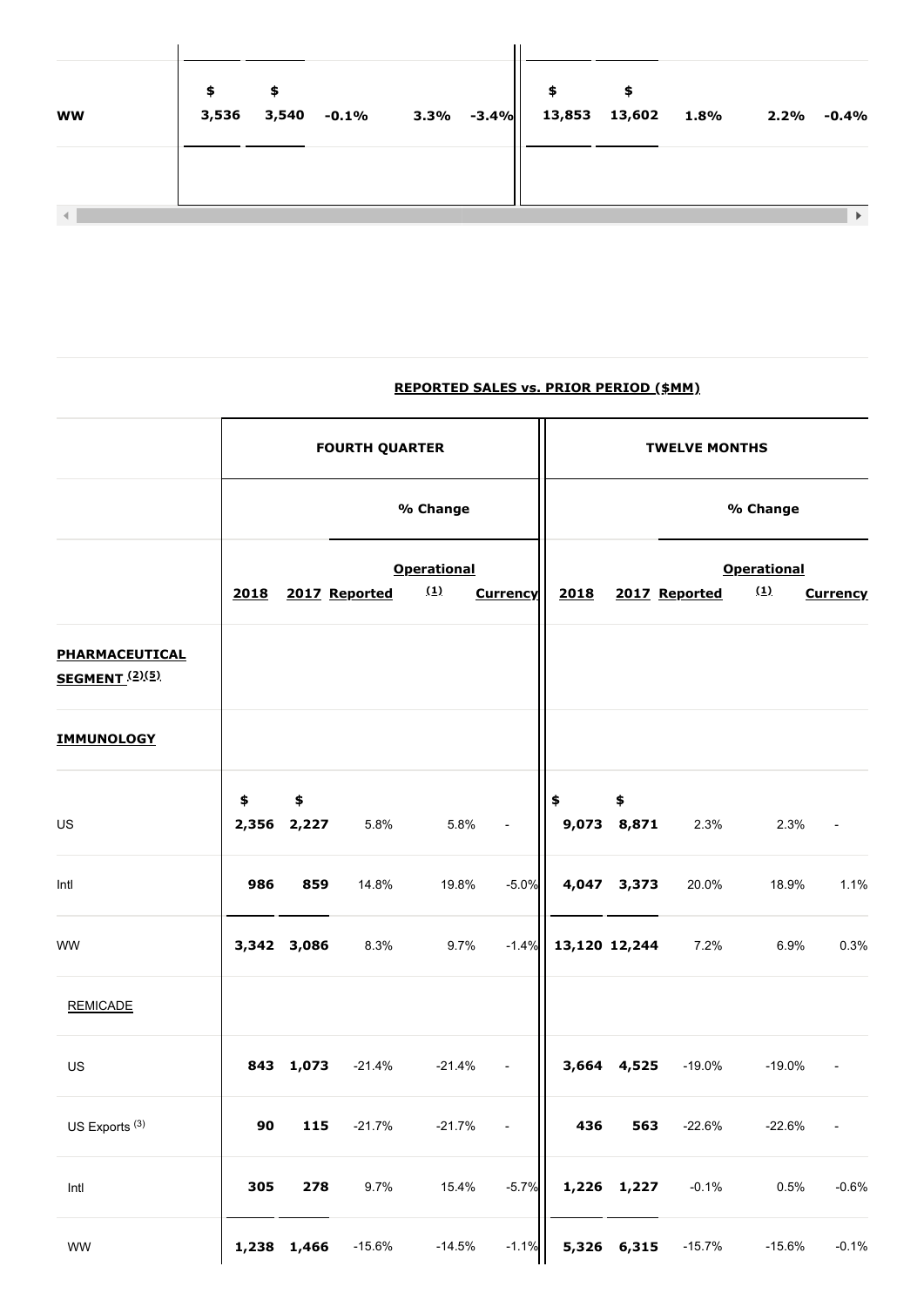| | | | | | | | | | | |
|---|---|---|---|---|---|---|---|---|---|---|
| **WW** | **$ 3,536** | **$ 3,540** | **-0.1%** | **3.3%** | **-3.4%** | **$ 13,853** | **$ 13,602** | **1.8%** | **2.2%** | **-0.4%** |

**REPORTED SALES vs. PRIOR PERIOD ($MM)**

| | FOURTH QUARTER | | | | | TWELVE MONTHS | | | | |
|---|---|---|---|---|---|---|---|---|---|---|
| | | | % Change | | | | | % Change | | |
| | 2018 | 2017 | Reported | Operational (1) | Currency | 2018 | 2017 | Reported | Operational (1) | Currency |
| **PHARMACEUTICAL SEGMENT (2)(5)** | | | | | | | | | | |
| **IMMUNOLOGY** | | | | | | | | | | |
| US | **$ 2,356** | **$ 2,227** | 5.8% | 5.8% | - | **$ 9,073** | **$ 8,871** | 2.3% | 2.3% | - |
| Intl | **986** | **859** | 14.8% | 19.8% | -5.0% | **4,047** | **3,373** | 20.0% | 18.9% | 1.1% |
| WW | **3,342** | **3,086** | 8.3% | 9.7% | -1.4% | **13,120** | **12,244** | 7.2% | 6.9% | 0.3% |
| REMICADE | | | | | | | | | | |
| US | **843** | **1,073** | -21.4% | -21.4% | - | **3,664** | **4,525** | -19.0% | -19.0% | - |
| US Exports (3) | **90** | **115** | -21.7% | -21.7% | - | **436** | **563** | -22.6% | -22.6% | - |
| Intl | **305** | **278** | 9.7% | 15.4% | -5.7% | **1,226** | **1,227** | -0.1% | 0.5% | -0.6% |
| WW | **1,238** | **1,466** | -15.6% | -14.5% | -1.1% | **5,326** | **6,315** | -15.7% | -15.6% | -0.1% |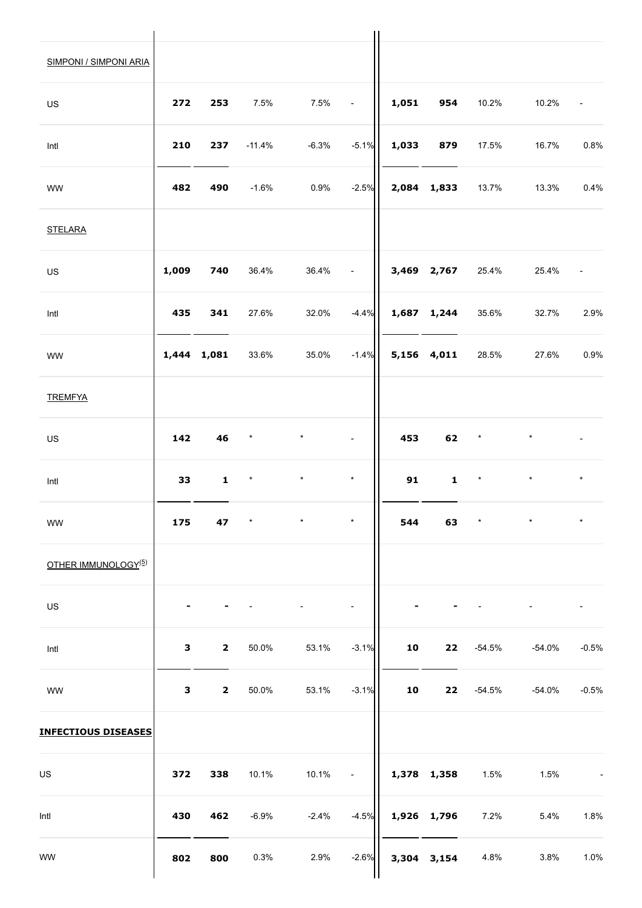| | | | | | | | | | | |
|---|---|---|---|---|---|---|---|---|---|---|
| SIMPONI / SIMPONI ARIA | | | | | | | | | | |
| US | **272** | **253** | 7.5% | 7.5% | - | **1,051** | **954** | 10.2% | 10.2% | - |
| Intl | **210** | **237** | -11.4% | -6.3% | -5.1% | **1,033** | **879** | 17.5% | 16.7% | 0.8% |
| WW | **482** | **490** | -1.6% | 0.9% | -2.5% | **2,084** | **1,833** | 13.7% | 13.3% | 0.4% |
| STELARA | | | | | | | | | | |
| US | **1,009** | **740** | 36.4% | 36.4% | - | **3,469** | **2,767** | 25.4% | 25.4% | - |
| Intl | **435** | **341** | 27.6% | 32.0% | -4.4% | **1,687** | **1,244** | 35.6% | 32.7% | 2.9% |
| WW | **1,444** | **1,081** | 33.6% | 35.0% | -1.4% | **5,156** | **4,011** | 28.5% | 27.6% | 0.9% |
| TREMFYA | | | | | | | | | | |
| US | **142** | **46** | * | * | - | **453** | **62** | * | * | - |
| Intl | **33** | **1** | * | * | * | **91** | **1** | * | * | * |
| WW | **175** | **47** | * | * | * | **544** | **63** | * | * | * |
| OTHER IMMUNOLOGY(5) | | | | | | | | | | |
| US | **-** | **-** | - | - | - | **-** | **-** | - | - | - |
| Intl | **3** | **2** | 50.0% | 53.1% | -3.1% | **10** | **22** | -54.5% | -54.0% | -0.5% |
| WW | **3** | **2** | 50.0% | 53.1% | -3.1% | **10** | **22** | -54.5% | -54.0% | -0.5% |
| **INFECTIOUS DISEASES** | | | | | | | | | | |
| US | **372** | **338** | 10.1% | 10.1% | - | **1,378** | **1,358** | 1.5% | 1.5% | - |
| Intl | **430** | **462** | -6.9% | -2.4% | -4.5% | **1,926** | **1,796** | 7.2% | 5.4% | 1.8% |
| WW | **802** | **800** | 0.3% | 2.9% | -2.6% | **3,304** | **3,154** | 4.8% | 3.8% | 1.0% |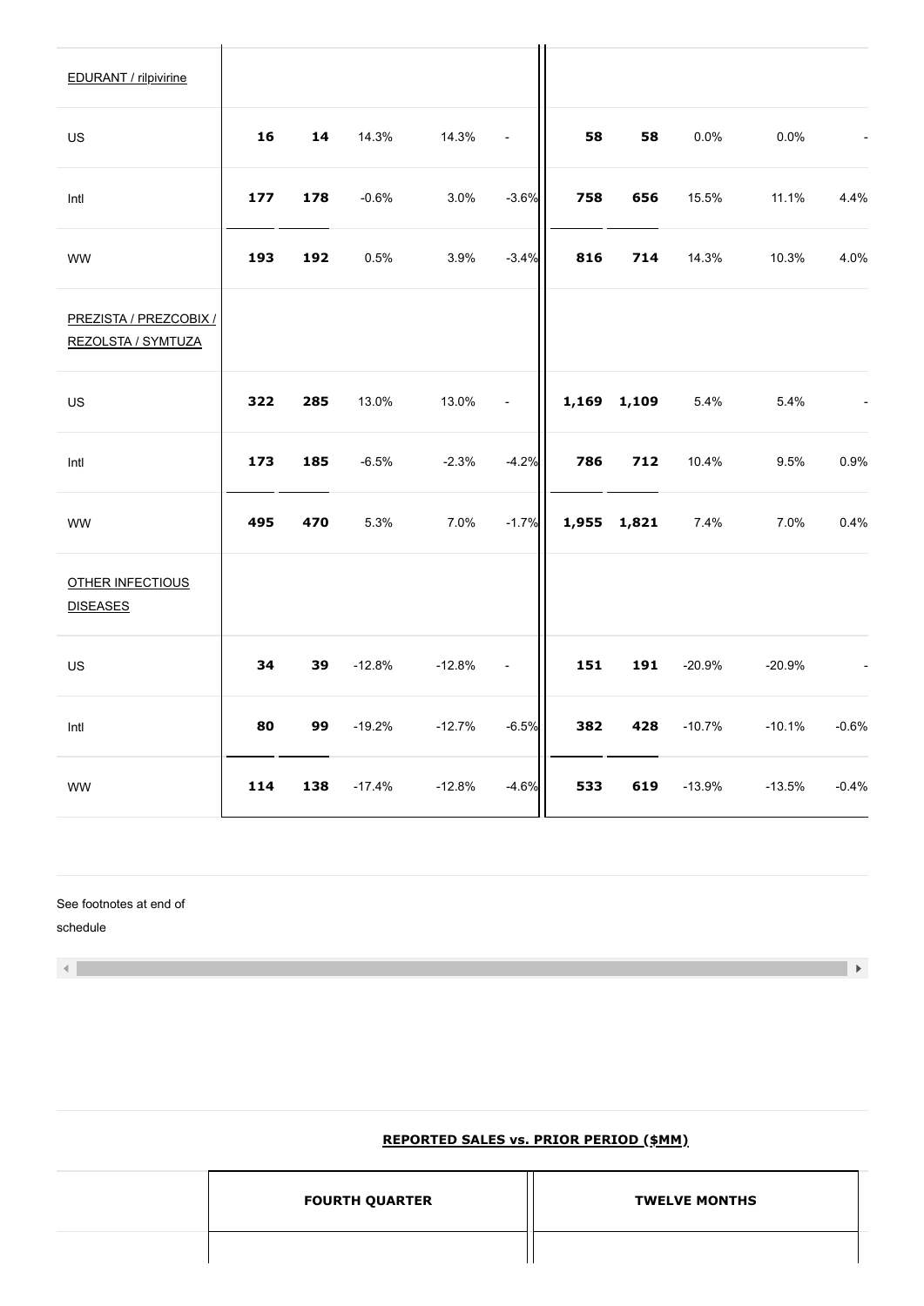| | | | | | | | | | | |
|---|---|---|---|---|---|---|---|---|---|---|
| EDURANT / rilpivirine | | | | | | | | | | |
| US | **16** | **14** | 14.3% | 14.3% | - | **58** | **58** | 0.0% | 0.0% | - |
| Intl | **177** | **178** | -0.6% | 3.0% | -3.6% | **758** | **656** | 15.5% | 11.1% | 4.4% |
| WW | **193** | **192** | 0.5% | 3.9% | -3.4% | **816** | **714** | 14.3% | 10.3% | 4.0% |
| PREZISTA / PREZCOBIX / REZOLSTA / SYMTUZA | | | | | | | | | | |
| US | **322** | **285** | 13.0% | 13.0% | - | **1,169** | **1,109** | 5.4% | 5.4% | - |
| Intl | **173** | **185** | -6.5% | -2.3% | -4.2% | **786** | **712** | 10.4% | 9.5% | 0.9% |
| WW | **495** | **470** | 5.3% | 7.0% | -1.7% | **1,955** | **1,821** | 7.4% | 7.0% | 0.4% |
| OTHER INFECTIOUS DISEASES | | | | | | | | | | |
| US | **34** | **39** | -12.8% | -12.8% | - | **151** | **191** | -20.9% | -20.9% | - |
| Intl | **80** | **99** | -19.2% | -12.7% | -6.5% | **382** | **428** | -10.7% | -10.1% | -0.6% |
| WW | **114** | **138** | -17.4% | -12.8% | -4.6% | **533** | **619** | -13.9% | -13.5% | -0.4% |

See footnotes at end of schedule

**REPORTED SALES vs. PRIOR PERIOD ($MM)**

| | FOURTH QUARTER | TWELVE MONTHS |
|---|---|---|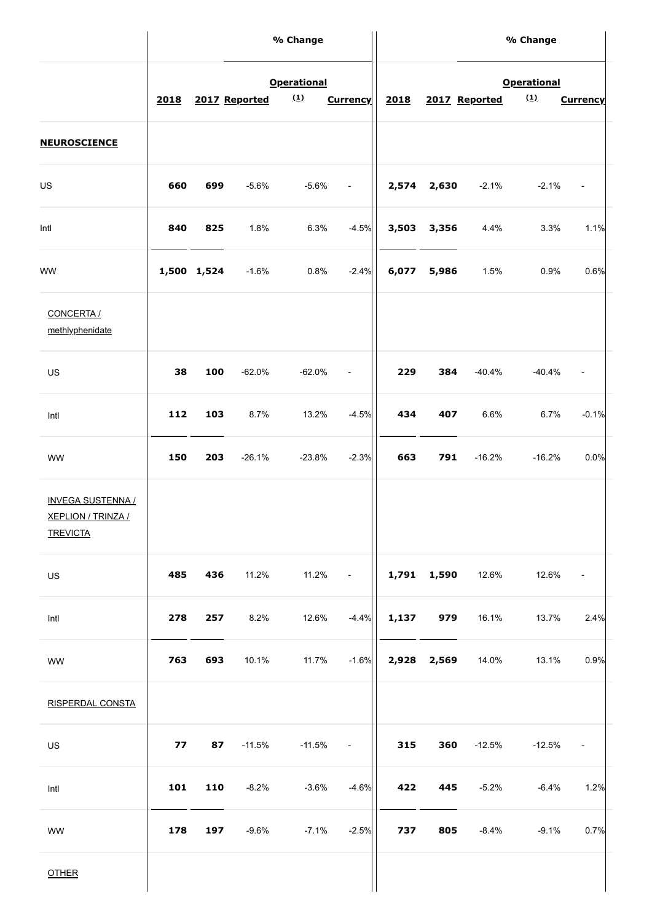| | | | % Change | | | | | % Change | | |
|---|---|---|---|---|---|---|---|---|---|---|
| | **2018** | **2017** | **Reported** | **Operational (1)** | **Currency** | **2018** | **2017** | **Reported** | **Operational (1)** | **Currency** |
| **NEUROSCIENCE** | | | | | | | | | | |
| US | **660** | **699** | -5.6% | -5.6% | - | **2,574** | **2,630** | -2.1% | -2.1% | - |
| Intl | **840** | **825** | 1.8% | 6.3% | -4.5% | **3,503** | **3,356** | 4.4% | 3.3% | 1.1% |
| WW | **1,500** | **1,524** | -1.6% | 0.8% | -2.4% | **6,077** | **5,986** | 1.5% | 0.9% | 0.6% |
| CONCERTA / methlyphenidate | | | | | | | | | | |
| US | **38** | **100** | -62.0% | -62.0% | - | **229** | **384** | -40.4% | -40.4% | - |
| Intl | **112** | **103** | 8.7% | 13.2% | -4.5% | **434** | **407** | 6.6% | 6.7% | -0.1% |
| WW | **150** | **203** | -26.1% | -23.8% | -2.3% | **663** | **791** | -16.2% | -16.2% | 0.0% |
| INVEGA SUSTENNA / XEPLION / TRINZA / TREVICTA | | | | | | | | | | |
| US | **485** | **436** | 11.2% | 11.2% | - | **1,791** | **1,590** | 12.6% | 12.6% | - |
| Intl | **278** | **257** | 8.2% | 12.6% | -4.4% | **1,137** | **979** | 16.1% | 13.7% | 2.4% |
| WW | **763** | **693** | 10.1% | 11.7% | -1.6% | **2,928** | **2,569** | 14.0% | 13.1% | 0.9% |
| RISPERDAL CONSTA | | | | | | | | | | |
| US | **77** | **87** | -11.5% | -11.5% | - | **315** | **360** | -12.5% | -12.5% | - |
| Intl | **101** | **110** | -8.2% | -3.6% | -4.6% | **422** | **445** | -5.2% | -6.4% | 1.2% |
| WW | **178** | **197** | -9.6% | -7.1% | -2.5% | **737** | **805** | -8.4% | -9.1% | 0.7% |
| OTHER | | | | | | | | | | |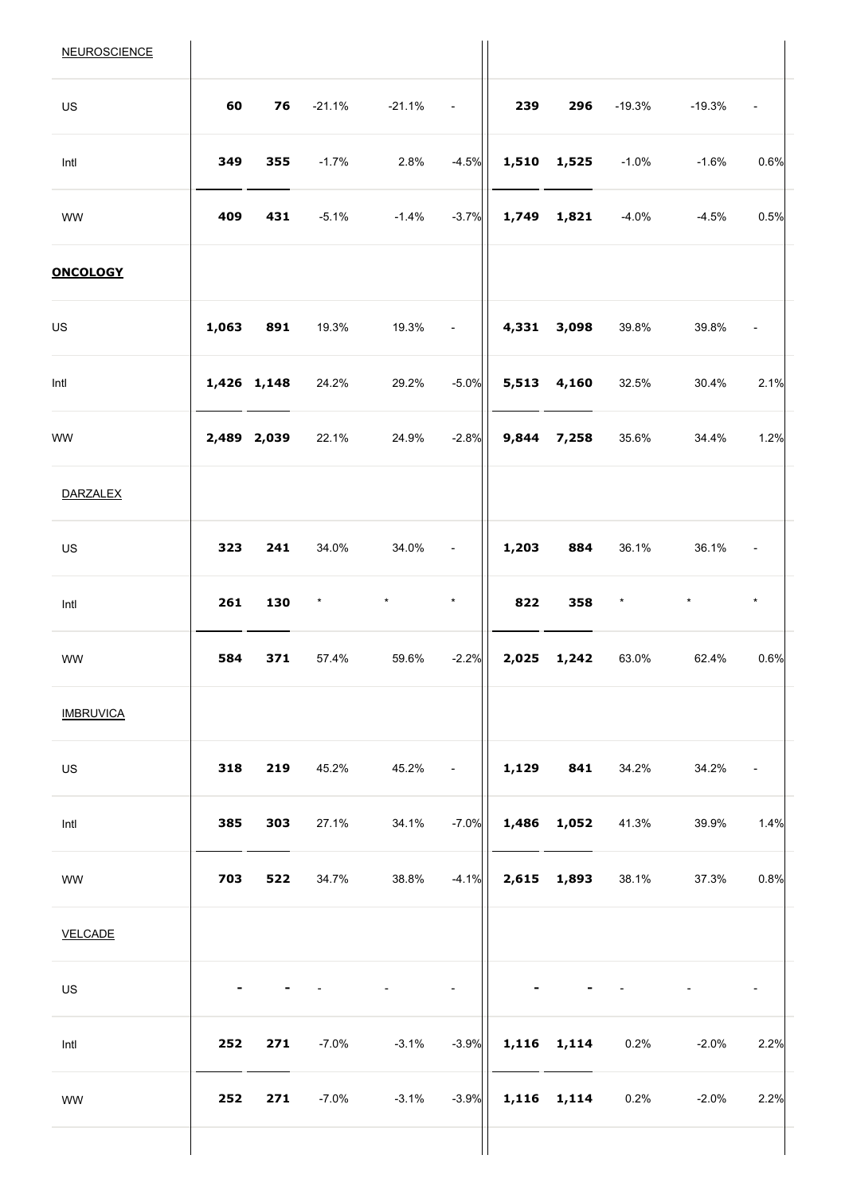| | | | | | | | | | | |
|---|---|---|---|---|---|---|---|---|---|---|
| NEUROSCIENCE | | | | | | | | | | |
| US | **60** | **76** | -21.1% | -21.1% | - | **239** | **296** | -19.3% | -19.3% | - |
| Intl | **349** | **355** | -1.7% | 2.8% | -4.5% | **1,510** | **1,525** | -1.0% | -1.6% | 0.6% |
| WW | **409** | **431** | -5.1% | -1.4% | -3.7% | **1,749** | **1,821** | -4.0% | -4.5% | 0.5% |
| **ONCOLOGY** | | | | | | | | | | |
| US | **1,063** | **891** | 19.3% | 19.3% | - | **4,331** | **3,098** | 39.8% | 39.8% | - |
| Intl | **1,426** | **1,148** | 24.2% | 29.2% | -5.0% | **5,513** | **4,160** | 32.5% | 30.4% | 2.1% |
| WW | **2,489** | **2,039** | 22.1% | 24.9% | -2.8% | **9,844** | **7,258** | 35.6% | 34.4% | 1.2% |
| DARZALEX | | | | | | | | | | |
| US | **323** | **241** | 34.0% | 34.0% | - | **1,203** | **884** | 36.1% | 36.1% | - |
| Intl | **261** | **130** | * | * | * | **822** | **358** | * | * | * |
| WW | **584** | **371** | 57.4% | 59.6% | -2.2% | **2,025** | **1,242** | 63.0% | 62.4% | 0.6% |
| IMBRUVICA | | | | | | | | | | |
| US | **318** | **219** | 45.2% | 45.2% | - | **1,129** | **841** | 34.2% | 34.2% | - |
| Intl | **385** | **303** | 27.1% | 34.1% | -7.0% | **1,486** | **1,052** | 41.3% | 39.9% | 1.4% |
| WW | **703** | **522** | 34.7% | 38.8% | -4.1% | **2,615** | **1,893** | 38.1% | 37.3% | 0.8% |
| VELCADE | | | | | | | | | | |
| US | **-** | **-** | - | - | - | **-** | **-** | - | - | - |
| Intl | **252** | **271** | -7.0% | -3.1% | -3.9% | **1,116** | **1,114** | 0.2% | -2.0% | 2.2% |
| WW | **252** | **271** | -7.0% | -3.1% | -3.9% | **1,116** | **1,114** | 0.2% | -2.0% | 2.2% |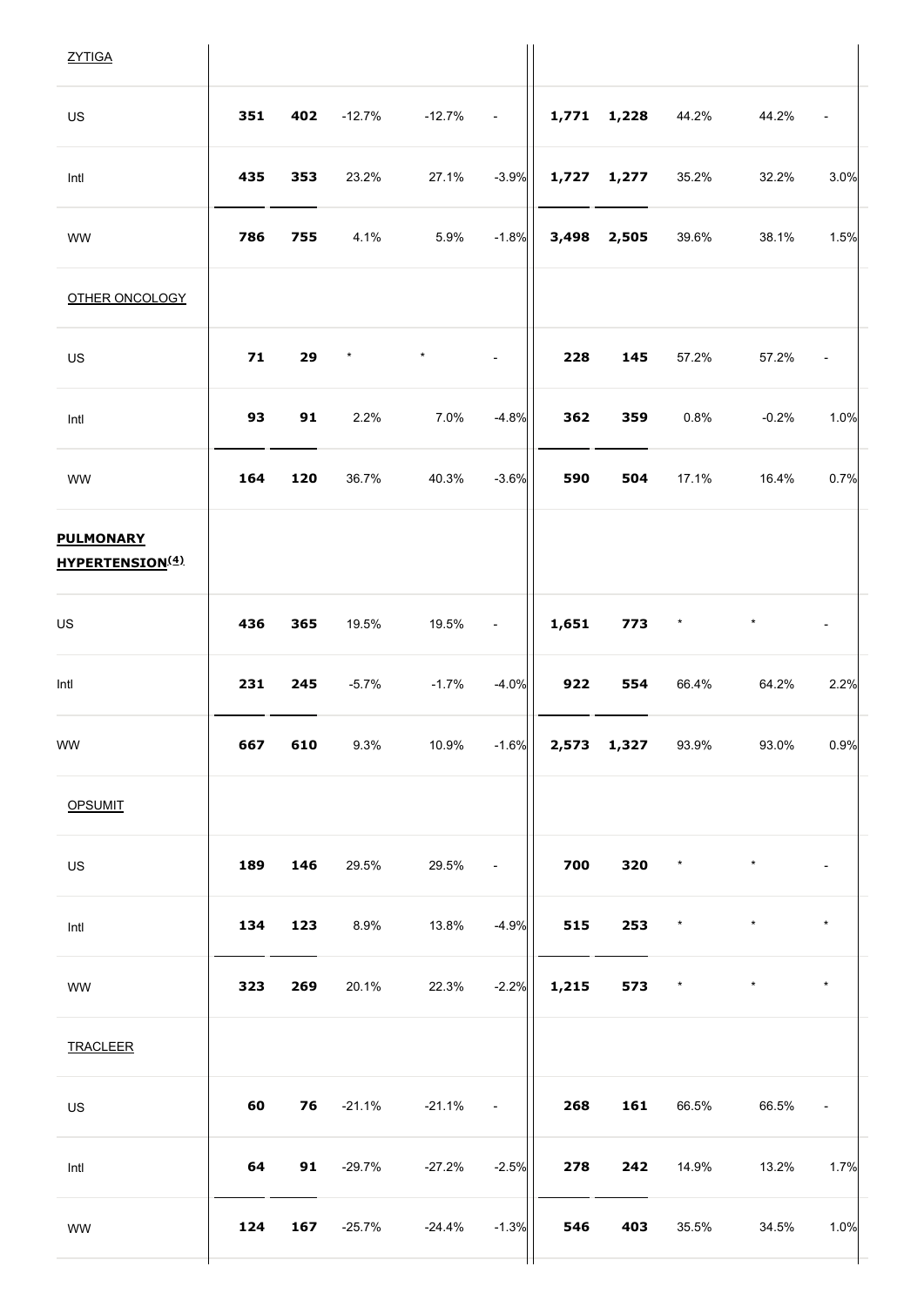| | | | | | | | | | | |
|---|---|---|---|---|---|---|---|---|---|---|
| ZYTIGA | | | | | | | | | | |
| US | **351** | **402** | -12.7% | -12.7% | - | **1,771** | **1,228** | 44.2% | 44.2% | - |
| Intl | **435** | **353** | 23.2% | 27.1% | -3.9% | **1,727** | **1,277** | 35.2% | 32.2% | 3.0% |
| WW | **786** | **755** | 4.1% | 5.9% | -1.8% | **3,498** | **2,505** | 39.6% | 38.1% | 1.5% |
| OTHER ONCOLOGY | | | | | | | | | | |
| US | **71** | **29** | * | * | - | **228** | **145** | 57.2% | 57.2% | - |
| Intl | **93** | **91** | 2.2% | 7.0% | -4.8% | **362** | **359** | 0.8% | -0.2% | 1.0% |
| WW | **164** | **120** | 36.7% | 40.3% | -3.6% | **590** | **504** | 17.1% | 16.4% | 0.7% |
| **PULMONARY HYPERTENSION(4)** | | | | | | | | | | |
| US | **436** | **365** | 19.5% | 19.5% | - | **1,651** | **773** | * | * | - |
| Intl | **231** | **245** | -5.7% | -1.7% | -4.0% | **922** | **554** | 66.4% | 64.2% | 2.2% |
| WW | **667** | **610** | 9.3% | 10.9% | -1.6% | **2,573** | **1,327** | 93.9% | 93.0% | 0.9% |
| OPSUMIT | | | | | | | | | | |
| US | **189** | **146** | 29.5% | 29.5% | - | **700** | **320** | * | * | - |
| Intl | **134** | **123** | 8.9% | 13.8% | -4.9% | **515** | **253** | * | * | * |
| WW | **323** | **269** | 20.1% | 22.3% | -2.2% | **1,215** | **573** | * | * | * |
| TRACLEER | | | | | | | | | | |
| US | **60** | **76** | -21.1% | -21.1% | - | **268** | **161** | 66.5% | 66.5% | - |
| Intl | **64** | **91** | -29.7% | -27.2% | -2.5% | **278** | **242** | 14.9% | 13.2% | 1.7% |
| WW | **124** | **167** | -25.7% | -24.4% | -1.3% | **546** | **403** | 35.5% | 34.5% | 1.0% |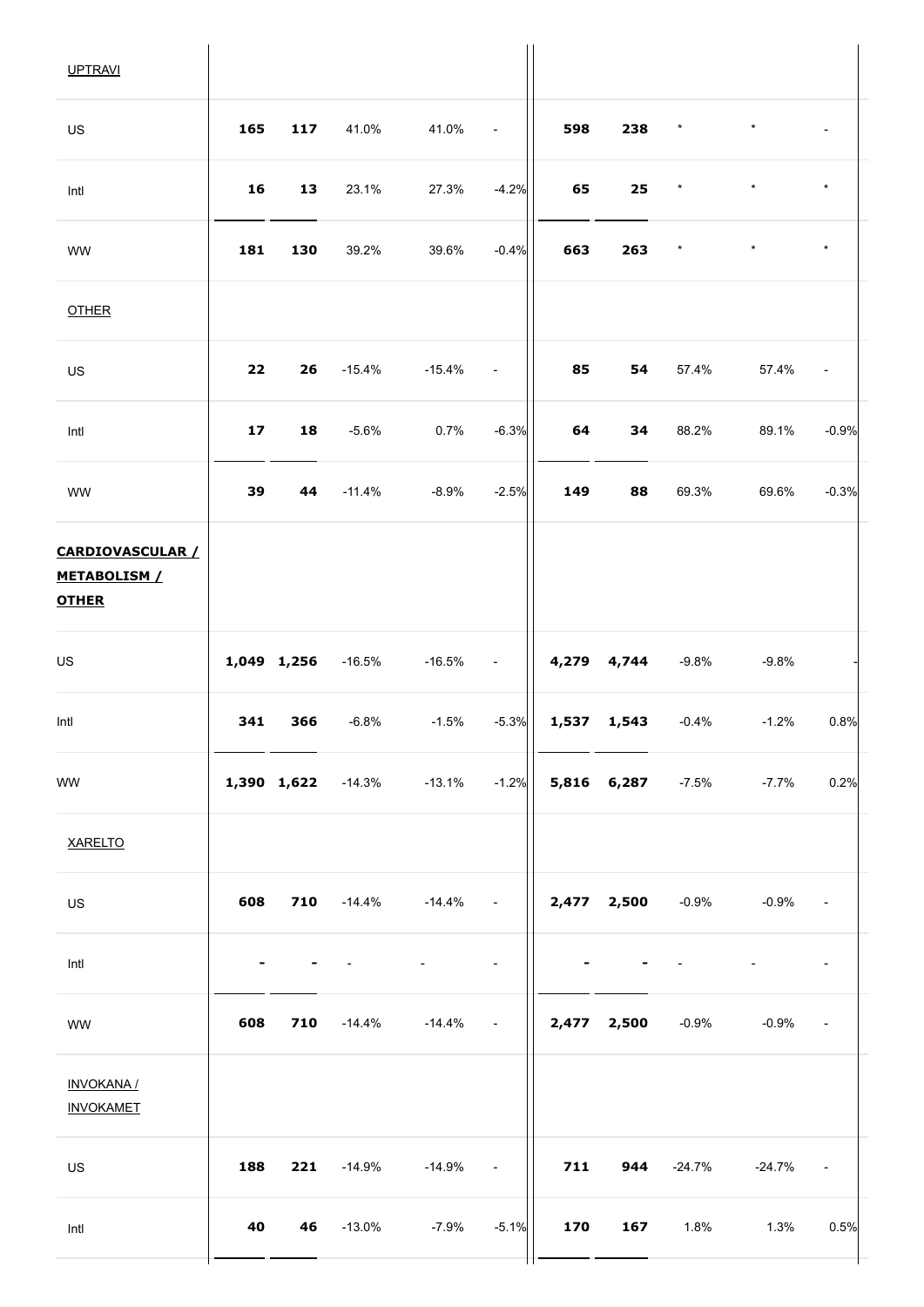| | | | | | | | | | | |
|---|---|---|---|---|---|---|---|---|---|---|
| UPTRAVI | | | | | | | | | | |
| US | **165** | **117** | 41.0% | 41.0% | - | **598** | **238** | * | * | - |
| Intl | **16** | **13** | 23.1% | 27.3% | -4.2% | **65** | **25** | * | * | * |
| WW | **181** | **130** | 39.2% | 39.6% | -0.4% | **663** | **263** | * | * | * |
| OTHER | | | | | | | | | | |
| US | **22** | **26** | -15.4% | -15.4% | - | **85** | **54** | 57.4% | 57.4% | - |
| Intl | **17** | **18** | -5.6% | 0.7% | -6.3% | **64** | **34** | 88.2% | 89.1% | -0.9% |
| WW | **39** | **44** | -11.4% | -8.9% | -2.5% | **149** | **88** | 69.3% | 69.6% | -0.3% |
| **CARDIOVASCULAR / METABOLISM / OTHER** | | | | | | | | | | |
| US | **1,049** | **1,256** | -16.5% | -16.5% | - | **4,279** | **4,744** | -9.8% | -9.8% | - |
| Intl | **341** | **366** | -6.8% | -1.5% | -5.3% | **1,537** | **1,543** | -0.4% | -1.2% | 0.8% |
| WW | **1,390** | **1,622** | -14.3% | -13.1% | -1.2% | **5,816** | **6,287** | -7.5% | -7.7% | 0.2% |
| XARELTO | | | | | | | | | | |
| US | **608** | **710** | -14.4% | -14.4% | - | **2,477** | **2,500** | -0.9% | -0.9% | - |
| Intl | **-** | **-** | - | - | - | **-** | **-** | - | - | - |
| WW | **608** | **710** | -14.4% | -14.4% | - | **2,477** | **2,500** | -0.9% | -0.9% | - |
| INVOKANA / INVOKAMET | | | | | | | | | | |
| US | **188** | **221** | -14.9% | -14.9% | - | **711** | **944** | -24.7% | -24.7% | - |
| Intl | **40** | **46** | -13.0% | -7.9% | -5.1% | **170** | **167** | 1.8% | 1.3% | 0.5% |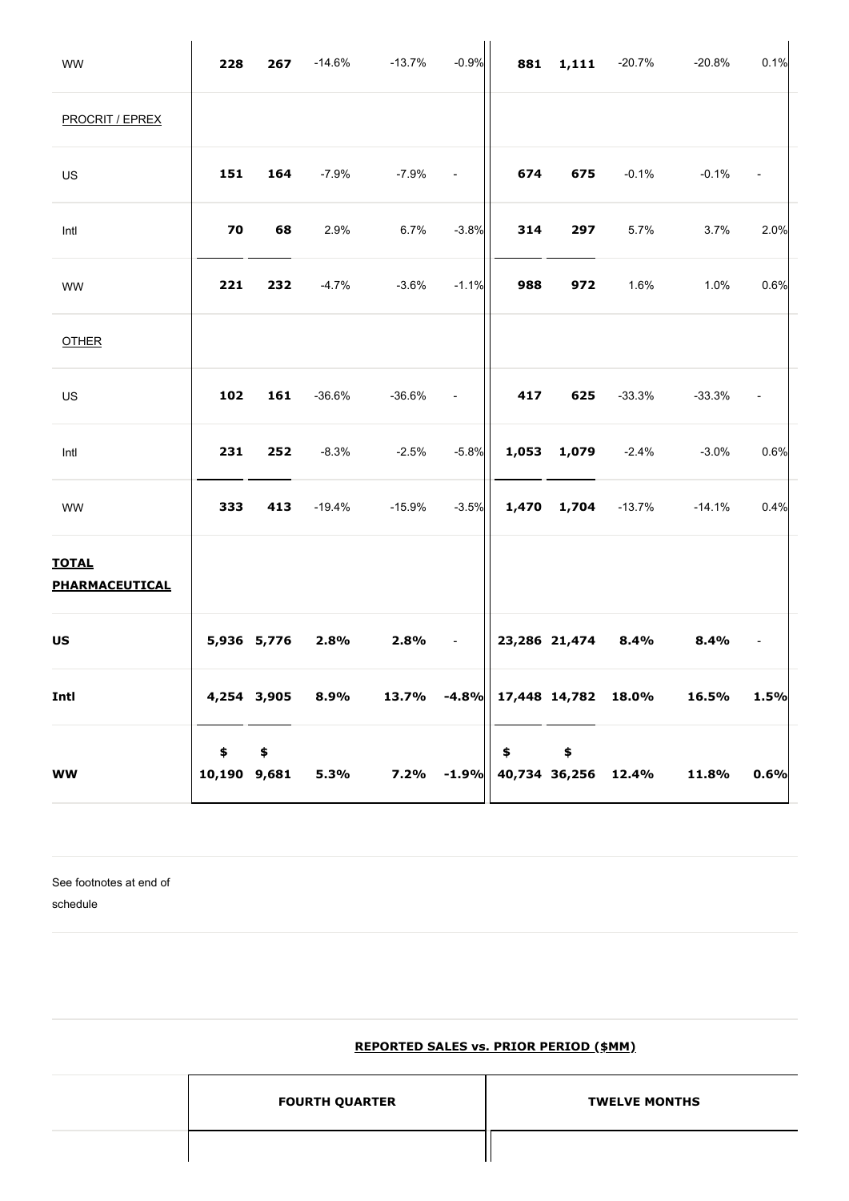| | | | | | | | | | | |
|---|---|---|---|---|---|---|---|---|---|---|
| WW | **228** | **267** | -14.6% | -13.7% | -0.9% | **881** | **1,111** | -20.7% | -20.8% | 0.1% |
| PROCRIT / EPREX | | | | | | | | | | |
| US | **151** | **164** | -7.9% | -7.9% | - | **674** | **675** | -0.1% | -0.1% | - |
| Intl | **70** | **68** | 2.9% | 6.7% | -3.8% | **314** | **297** | 5.7% | 3.7% | 2.0% |
| WW | **221** | **232** | -4.7% | -3.6% | -1.1% | **988** | **972** | 1.6% | 1.0% | 0.6% |
| OTHER | | | | | | | | | | |
| US | **102** | **161** | -36.6% | -36.6% | - | **417** | **625** | -33.3% | -33.3% | - |
| Intl | **231** | **252** | -8.3% | -2.5% | -5.8% | **1,053** | **1,079** | -2.4% | -3.0% | 0.6% |
| WW | **333** | **413** | -19.4% | -15.9% | -3.5% | **1,470** | **1,704** | -13.7% | -14.1% | 0.4% |
| **TOTAL PHARMACEUTICAL** | | | | | | | | | | |
| **US** | **5,936** | **5,776** | **2.8%** | **2.8%** | - | **23,286** | **21,474** | **8.4%** | **8.4%** | - |
| **Intl** | **4,254** | **3,905** | **8.9%** | **13.7%** | **-4.8%** | **17,448** | **14,782** | **18.0%** | **16.5%** | **1.5%** |
| **WW** | **$ 10,190** | **$ 9,681** | **5.3%** | **7.2%** | **-1.9%** | **$ 40,734** | **$ 36,256** | **12.4%** | **11.8%** | **0.6%** |

See footnotes at end of schedule

**REPORTED SALES vs. PRIOR PERIOD ($MM)**

| | FOURTH QUARTER | TWELVE MONTHS |
|---|---|---|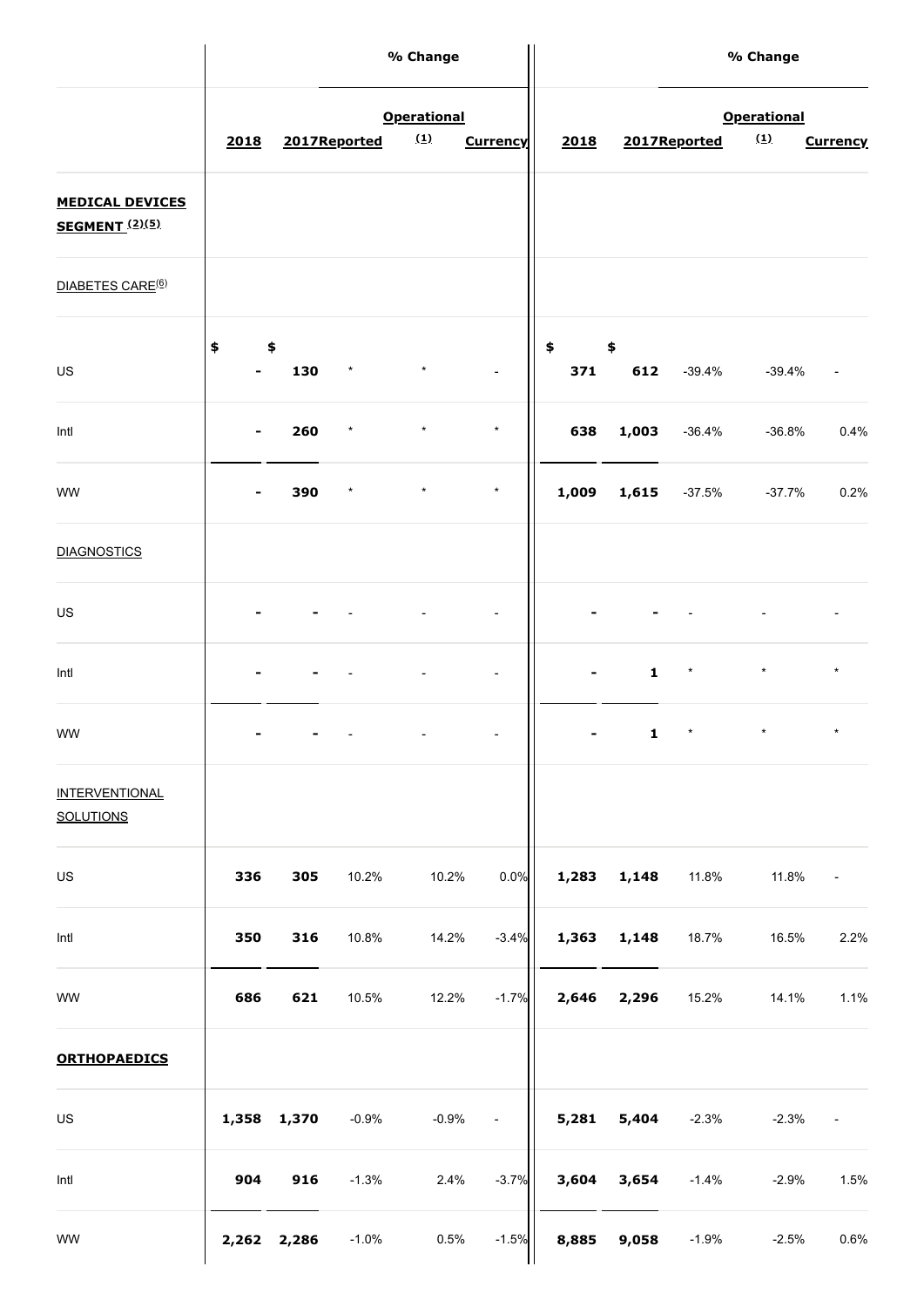| | | | % Change | | | | | % Change | | |
|---|---|---|---|---|---|---|---|---|---|---|
| | 2018 | 2017 | Reported | Operational (1) | Currency | 2018 | 2017 | Reported | Operational (1) | Currency |
| **MEDICAL DEVICES SEGMENT (2)(5)** | | | | | | | | | | |
| DIABETES CARE(6) | | | | | | | | | | |
| US | $ - | $ 130 | * | * | - | $ 371 | $ 612 | -39.4% | -39.4% | - |
| Intl | - | 260 | * | * | * | 638 | 1,003 | -36.4% | -36.8% | 0.4% |
| WW | - | 390 | * | * | * | 1,009 | 1,615 | -37.5% | -37.7% | 0.2% |
| DIAGNOSTICS | | | | | | | | | | |
| US | - | - | - | - | - | - | - | - | - | - |
| Intl | - | - | - | - | - | - | 1 | * | * | * |
| WW | - | - | - | - | - | - | 1 | * | * | * |
| INTERVENTIONAL SOLUTIONS | | | | | | | | | | |
| US | 336 | 305 | 10.2% | 10.2% | 0.0% | 1,283 | 1,148 | 11.8% | 11.8% | - |
| Intl | 350 | 316 | 10.8% | 14.2% | -3.4% | 1,363 | 1,148 | 18.7% | 16.5% | 2.2% |
| WW | 686 | 621 | 10.5% | 12.2% | -1.7% | 2,646 | 2,296 | 15.2% | 14.1% | 1.1% |
| **ORTHOPAEDICS** | | | | | | | | | | |
| US | 1,358 | 1,370 | -0.9% | -0.9% | - | 5,281 | 5,404 | -2.3% | -2.3% | - |
| Intl | 904 | 916 | -1.3% | 2.4% | -3.7% | 3,604 | 3,654 | -1.4% | -2.9% | 1.5% |
| WW | 2,262 | 2,286 | -1.0% | 0.5% | -1.5% | 8,885 | 9,058 | -1.9% | -2.5% | 0.6% |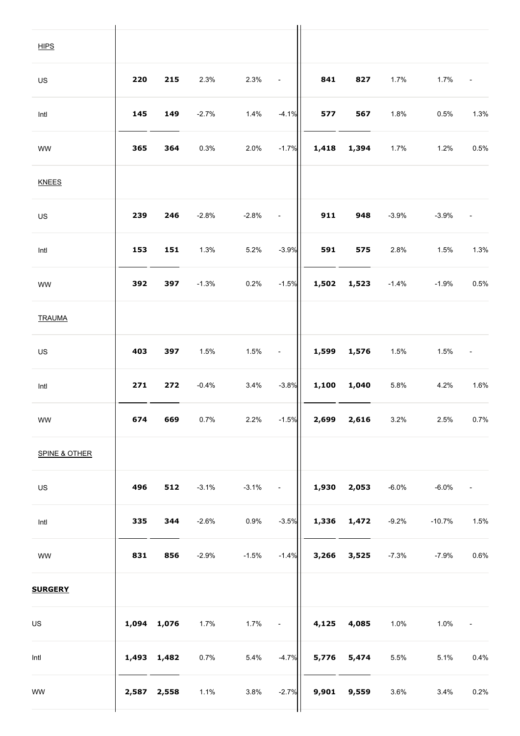| | | | | | | | | | | |
|---|---|---|---|---|---|---|---|---|---|---|
| HIPS | | | | | | | | | | |
| US | **220** | **215** | 2.3% | 2.3% | - | **841** | **827** | 1.7% | 1.7% | - |
| Intl | **145** | **149** | -2.7% | 1.4% | -4.1% | **577** | **567** | 1.8% | 0.5% | 1.3% |
| WW | **365** | **364** | 0.3% | 2.0% | -1.7% | **1,418** | **1,394** | 1.7% | 1.2% | 0.5% |
| KNEES | | | | | | | | | | |
| US | **239** | **246** | -2.8% | -2.8% | - | **911** | **948** | -3.9% | -3.9% | - |
| Intl | **153** | **151** | 1.3% | 5.2% | -3.9% | **591** | **575** | 2.8% | 1.5% | 1.3% |
| WW | **392** | **397** | -1.3% | 0.2% | -1.5% | **1,502** | **1,523** | -1.4% | -1.9% | 0.5% |
| TRAUMA | | | | | | | | | | |
| US | **403** | **397** | 1.5% | 1.5% | - | **1,599** | **1,576** | 1.5% | 1.5% | - |
| Intl | **271** | **272** | -0.4% | 3.4% | -3.8% | **1,100** | **1,040** | 5.8% | 4.2% | 1.6% |
| WW | **674** | **669** | 0.7% | 2.2% | -1.5% | **2,699** | **2,616** | 3.2% | 2.5% | 0.7% |
| SPINE & OTHER | | | | | | | | | | |
| US | **496** | **512** | -3.1% | -3.1% | - | **1,930** | **2,053** | -6.0% | -6.0% | - |
| Intl | **335** | **344** | -2.6% | 0.9% | -3.5% | **1,336** | **1,472** | -9.2% | -10.7% | 1.5% |
| WW | **831** | **856** | -2.9% | -1.5% | -1.4% | **3,266** | **3,525** | -7.3% | -7.9% | 0.6% |
| **SURGERY** | | | | | | | | | | |
| US | **1,094** | **1,076** | 1.7% | 1.7% | - | **4,125** | **4,085** | 1.0% | 1.0% | - |
| Intl | **1,493** | **1,482** | 0.7% | 5.4% | -4.7% | **5,776** | **5,474** | 5.5% | 5.1% | 0.4% |
| WW | **2,587** | **2,558** | 1.1% | 3.8% | -2.7% | **9,901** | **9,559** | 3.6% | 3.4% | 0.2% |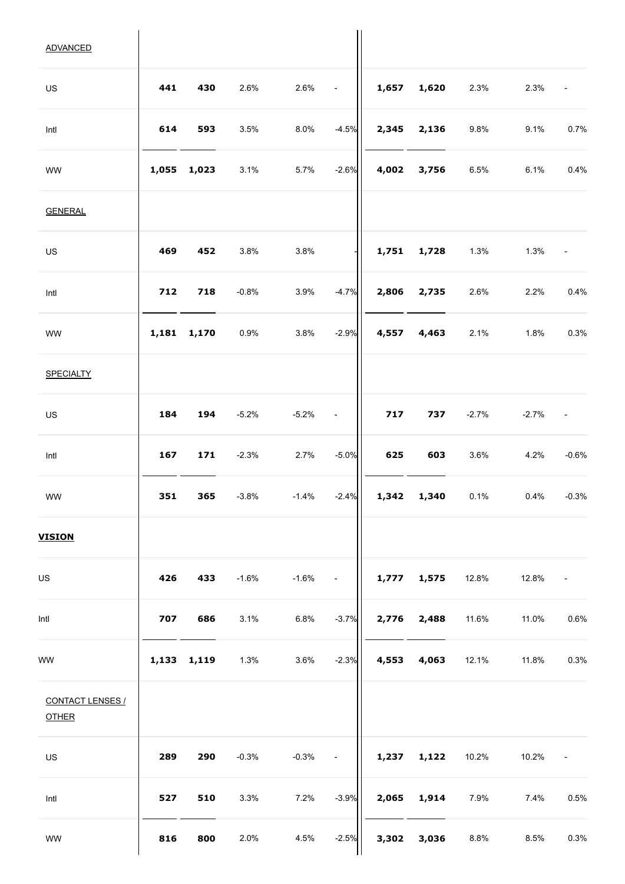| | | | | | | | | | | |
|---|---|---|---|---|---|---|---|---|---|---|
| ADVANCED | | | | | | | | | | |
| US | **441** | **430** | 2.6% | 2.6% | - | **1,657** | **1,620** | 2.3% | 2.3% | - |
| Intl | **614** | **593** | 3.5% | 8.0% | -4.5% | **2,345** | **2,136** | 9.8% | 9.1% | 0.7% |
| WW | **1,055** | **1,023** | 3.1% | 5.7% | -2.6% | **4,002** | **3,756** | 6.5% | 6.1% | 0.4% |
| GENERAL | | | | | | | | | | |
| US | **469** | **452** | 3.8% | 3.8% | - | **1,751** | **1,728** | 1.3% | 1.3% | - |
| Intl | **712** | **718** | -0.8% | 3.9% | -4.7% | **2,806** | **2,735** | 2.6% | 2.2% | 0.4% |
| WW | **1,181** | **1,170** | 0.9% | 3.8% | -2.9% | **4,557** | **4,463** | 2.1% | 1.8% | 0.3% |
| SPECIALTY | | | | | | | | | | |
| US | **184** | **194** | -5.2% | -5.2% | - | **717** | **737** | -2.7% | -2.7% | - |
| Intl | **167** | **171** | -2.3% | 2.7% | -5.0% | **625** | **603** | 3.6% | 4.2% | -0.6% |
| WW | **351** | **365** | -3.8% | -1.4% | -2.4% | **1,342** | **1,340** | 0.1% | 0.4% | -0.3% |
| **VISION** | | | | | | | | | | |
| US | **426** | **433** | -1.6% | -1.6% | - | **1,777** | **1,575** | 12.8% | 12.8% | - |
| Intl | **707** | **686** | 3.1% | 6.8% | -3.7% | **2,776** | **2,488** | 11.6% | 11.0% | 0.6% |
| WW | **1,133** | **1,119** | 1.3% | 3.6% | -2.3% | **4,553** | **4,063** | 12.1% | 11.8% | 0.3% |
| CONTACT LENSES / OTHER | | | | | | | | | | |
| US | **289** | **290** | -0.3% | -0.3% | - | **1,237** | **1,122** | 10.2% | 10.2% | - |
| Intl | **527** | **510** | 3.3% | 7.2% | -3.9% | **2,065** | **1,914** | 7.9% | 7.4% | 0.5% |
| WW | **816** | **800** | 2.0% | 4.5% | -2.5% | **3,302** | **3,036** | 8.8% | 8.5% | 0.3% |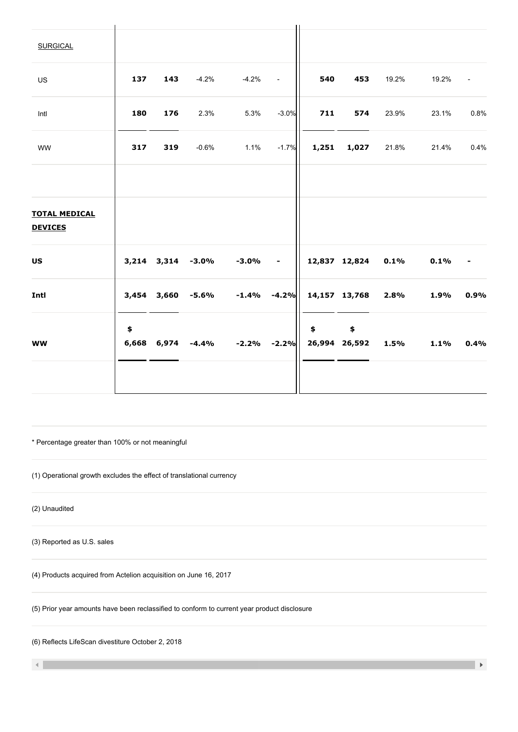| | | | | | | | | | | |
|---|---|---|---|---|---|---|---|---|---|---|
| SURGICAL | | | | | | | | | | |
| US | **137** | **143** | -4.2% | -4.2% | - | **540** | **453** | 19.2% | 19.2% | - |
| Intl | **180** | **176** | 2.3% | 5.3% | -3.0% | **711** | **574** | 23.9% | 23.1% | 0.8% |
| WW | **317** | **319** | -0.6% | 1.1% | -1.7% | **1,251** | **1,027** | 21.8% | 21.4% | 0.4% |
| | | | | | | | | | | |
| **TOTAL MEDICAL DEVICES** | | | | | | | | | | |
| **US** | **3,214** | **3,314** | **-3.0%** | **-3.0%** | **-** | **12,837** | **12,824** | **0.1%** | **0.1%** | **-** |
| **Intl** | **3,454** | **3,660** | **-5.6%** | **-1.4%** | **-4.2%** | **14,157** | **13,768** | **2.8%** | **1.9%** | **0.9%** |
| **WW** | **$ 6,668** | **6,974** | **-4.4%** | **-2.2%** | **-2.2%** | **$ 26,994** | **$ 26,592** | **1.5%** | **1.1%** | **0.4%** |

\* Percentage greater than 100% or not meaningful

(1) Operational growth excludes the effect of translational currency

(2) Unaudited

(3) Reported as U.S. sales

(4) Products acquired from Actelion acquisition on June 16, 2017

(5) Prior year amounts have been reclassified to conform to current year product disclosure

(6) Reflects LifeScan divestiture October 2, 2018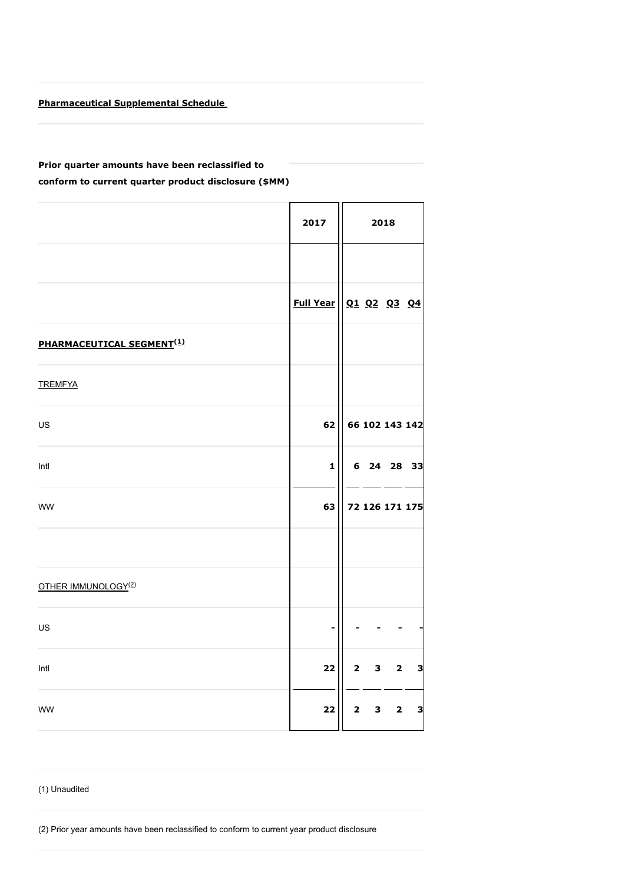**Pharmaceutical Supplemental Schedule**

**Prior quarter amounts have been reclassified to conform to current quarter product disclosure ($MM)**

| | 2017 | 2018 | | | |
|---|---|---|---|---|---|
| | Full Year | Q1 | Q2 | Q3 | Q4 |
| **PHARMACEUTICAL SEGMENT[1]** | | | | | |
| TREMFYA | | | | | |
| US | 62 | 66 | 102 | 143 | 142 |
| Intl | 1 | 6 | 24 | 28 | 33 |
| WW | 63 | 72 | 126 | 171 | 175 |
| | | | | | |
| OTHER IMMUNOLOGY[2] | | | | | |
| US | - | - | - | - | - |
| Intl | 22 | 2 | 3 | 2 | 3 |
| WW | 22 | 2 | 3 | 2 | 3 |

(1) Unaudited

(2) Prior year amounts have been reclassified to conform to current year product disclosure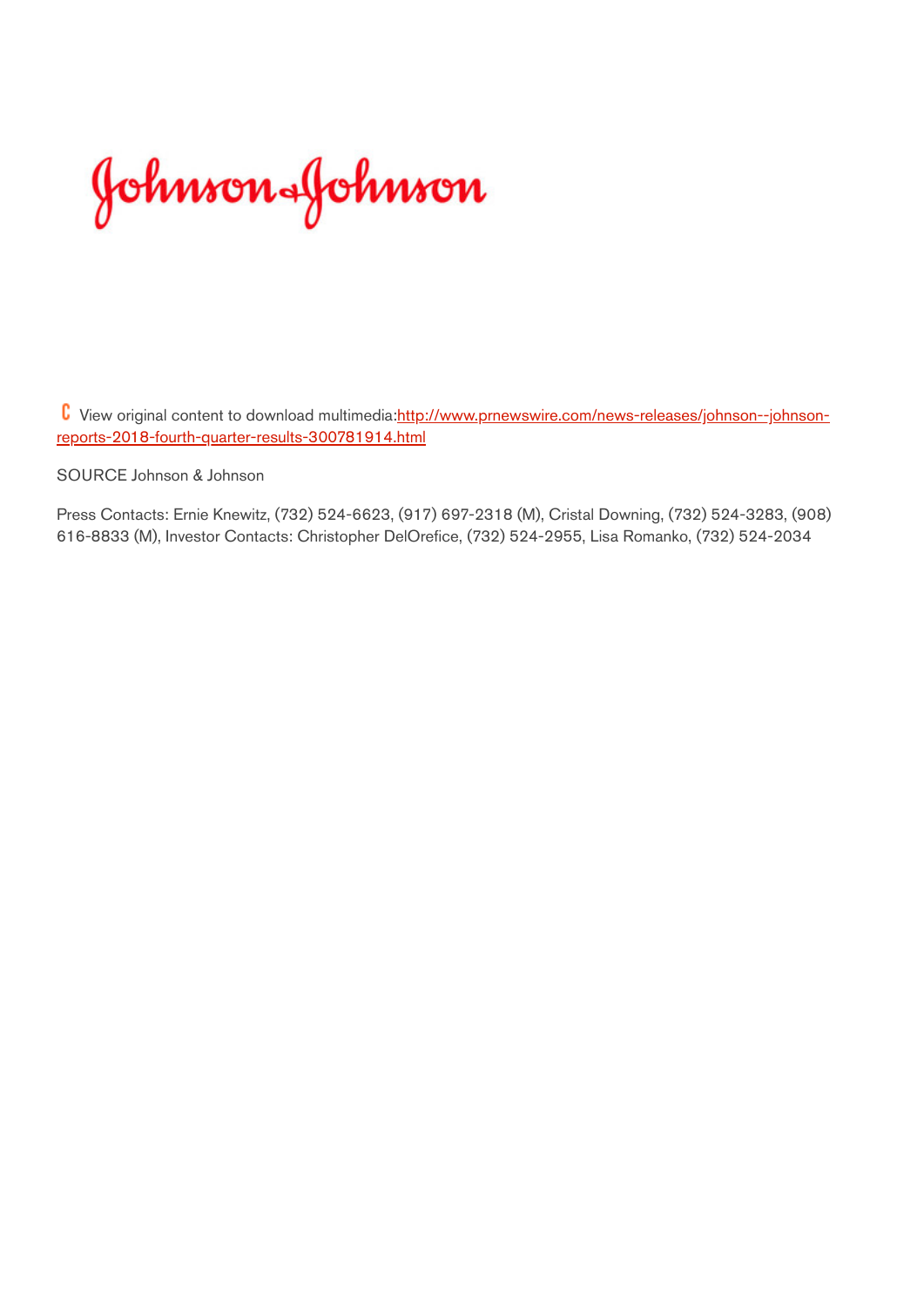Johnson & Johnson

View original content to download multimedia:http://www.prnewswire.com/news-releases/johnson--johnson-reports-2018-fourth-quarter-results-300781914.html

SOURCE Johnson & Johnson

Press Contacts: Ernie Knewitz, (732) 524-6623, (917) 697-2318 (M), Cristal Downing, (732) 524-3283, (908) 616-8833 (M), Investor Contacts: Christopher DelOrefice, (732) 524-2955, Lisa Romanko, (732) 524-2034